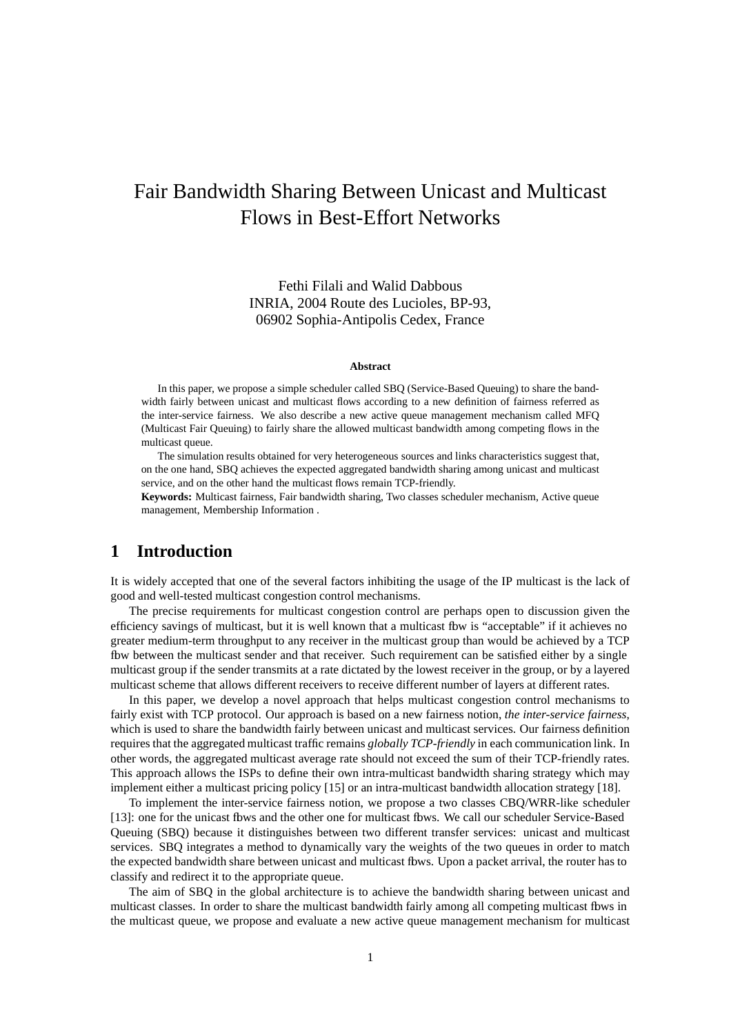# Fair Bandwidth Sharing Between Unicast and Multicast Flows in Best-Effort Networks

Fethi Filali and Walid Dabbous
INRIA, 2004 Route des Lucioles, BP-93,
06902 Sophia-Antipolis Cedex, France

**Abstract**

In this paper, we propose a simple scheduler called SBQ (Service-Based Queuing) to share the bandwidth fairly between unicast and multicast flows according to a new definition of fairness referred as the inter-service fairness. We also describe a new active queue management mechanism called MFQ (Multicast Fair Queuing) to fairly share the allowed multicast bandwidth among competing flows in the multicast queue.

The simulation results obtained for very heterogeneous sources and links characteristics suggest that, on the one hand, SBQ achieves the expected aggregated bandwidth sharing among unicast and multicast service, and on the other hand the multicast flows remain TCP-friendly.

**Keywords:** Multicast fairness, Fair bandwidth sharing, Two classes scheduler mechanism, Active queue management, Membership Information .

## 1 Introduction

It is widely accepted that one of the several factors inhibiting the usage of the IP multicast is the lack of good and well-tested multicast congestion control mechanisms.

The precise requirements for multicast congestion control are perhaps open to discussion given the efficiency savings of multicast, but it is well known that a multicast flow is "acceptable" if it achieves no greater medium-term throughput to any receiver in the multicast group than would be achieved by a TCP flow between the multicast sender and that receiver. Such requirement can be satisfied either by a single multicast group if the sender transmits at a rate dictated by the lowest receiver in the group, or by a layered multicast scheme that allows different receivers to receive different number of layers at different rates.

In this paper, we develop a novel approach that helps multicast congestion control mechanisms to fairly exist with TCP protocol. Our approach is based on a new fairness notion, *the inter-service fairness*, which is used to share the bandwidth fairly between unicast and multicast services. Our fairness definition requires that the aggregated multicast traffic remains *globally TCP-friendly* in each communication link. In other words, the aggregated multicast average rate should not exceed the sum of their TCP-friendly rates. This approach allows the ISPs to define their own intra-multicast bandwidth sharing strategy which may implement either a multicast pricing policy [15] or an intra-multicast bandwidth allocation strategy [18].

To implement the inter-service fairness notion, we propose a two classes CBQ/WRR-like scheduler [13]: one for the unicast flows and the other one for multicast flows. We call our scheduler Service-Based Queuing (SBQ) because it distinguishes between two different transfer services: unicast and multicast services. SBQ integrates a method to dynamically vary the weights of the two queues in order to match the expected bandwidth share between unicast and multicast flows. Upon a packet arrival, the router has to classify and redirect it to the appropriate queue.

The aim of SBQ in the global architecture is to achieve the bandwidth sharing between unicast and multicast classes. In order to share the multicast bandwidth fairly among all competing multicast flows in the multicast queue, we propose and evaluate a new active queue management mechanism for multicast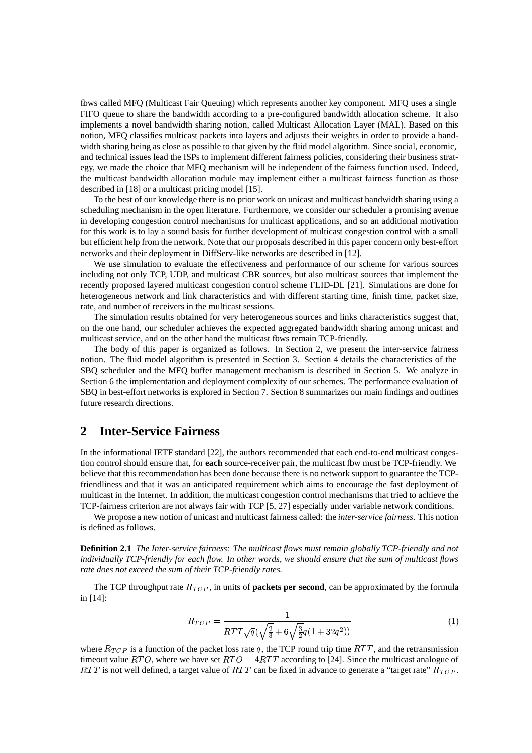flows called MFQ (Multicast Fair Queuing) which represents another key component. MFQ uses a single FIFO queue to share the bandwidth according to a pre-configured bandwidth allocation scheme. It also implements a novel bandwidth sharing notion, called Multicast Allocation Layer (MAL). Based on this notion, MFQ classifies multicast packets into layers and adjusts their weights in order to provide a bandwidth sharing being as close as possible to that given by the fluid model algorithm. Since social, economic, and technical issues lead the ISPs to implement different fairness policies, considering their business strategy, we made the choice that MFQ mechanism will be independent of the fairness function used. Indeed, the multicast bandwidth allocation module may implement either a multicast fairness function as those described in [18] or a multicast pricing model [15].

To the best of our knowledge there is no prior work on unicast and multicast bandwidth sharing using a scheduling mechanism in the open literature. Furthermore, we consider our scheduler a promising avenue in developing congestion control mechanisms for multicast applications, and so an additional motivation for this work is to lay a sound basis for further development of multicast congestion control with a small but efficient help from the network. Note that our proposals described in this paper concern only best-effort networks and their deployment in DiffServ-like networks are described in [12].

We use simulation to evaluate the effectiveness and performance of our scheme for various sources including not only TCP, UDP, and multicast CBR sources, but also multicast sources that implement the recently proposed layered multicast congestion control scheme FLID-DL [21]. Simulations are done for heterogeneous network and link characteristics and with different starting time, finish time, packet size, rate, and number of receivers in the multicast sessions.

The simulation results obtained for very heterogeneous sources and links characteristics suggest that, on the one hand, our scheduler achieves the expected aggregated bandwidth sharing among unicast and multicast service, and on the other hand the multicast flows remain TCP-friendly.

The body of this paper is organized as follows. In Section 2, we present the inter-service fairness notion. The fluid model algorithm is presented in Section 3. Section 4 details the characteristics of the SBQ scheduler and the MFQ buffer management mechanism is described in Section 5. We analyze in Section 6 the implementation and deployment complexity of our schemes. The performance evaluation of SBQ in best-effort networks is explored in Section 7. Section 8 summarizes our main findings and outlines future research directions.

## 2 Inter-Service Fairness

In the informational IETF standard [22], the authors recommended that each end-to-end multicast congestion control should ensure that, for **each** source-receiver pair, the multicast flow must be TCP-friendly. We believe that this recommendation has been done because there is no network support to guarantee the TCP-friendliness and that it was an anticipated requirement which aims to encourage the fast deployment of multicast in the Internet. In addition, the multicast congestion control mechanisms that tried to achieve the TCP-fairness criterion are not always fair with TCP [5, 27] especially under variable network conditions.

We propose a new notion of unicast and multicast fairness called: the *inter-service fairness*. This notion is defined as follows.

**Definition 2.1** *The Inter-service fairness: The multicast flows must remain globally TCP-friendly and not individually TCP-friendly for each flow. In other words, we should ensure that the sum of multicast flows rate does not exceed the sum of their TCP-friendly rates.*

The TCP throughput rate $R_{TCP}$, in units of **packets per second**, can be approximated by the formula in [14]:

$$R_{TCP} = \frac{1}{RTT\sqrt{q}(\sqrt{\frac{2}{3}} + 6\sqrt{\frac{3}{2}}q(1+32q^2))} \tag{1}$$

where $R_{TCP}$ is a function of the packet loss rate $q$, the TCP round trip time $RTT$, and the retransmission timeout value $RTO$, where we have set $RTO = 4RTT$ according to [24]. Since the multicast analogue of $RTT$ is not well defined, a target value of $RTT$ can be fixed in advance to generate a "target rate" $R_{TCP}$.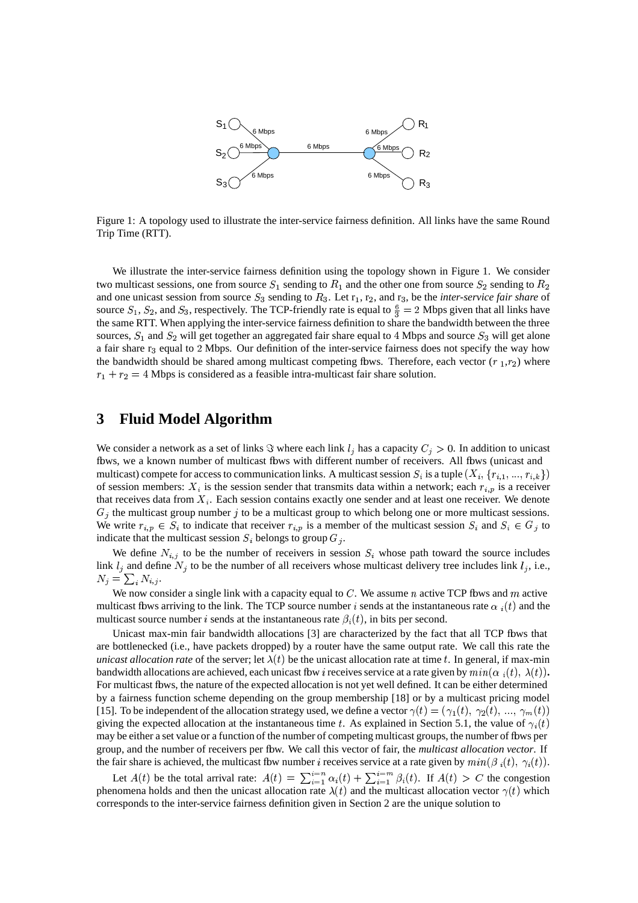Figure 1: A topology used to illustrate the inter-service fairness definition. All links have the same Round Trip Time (RTT).

We illustrate the inter-service fairness definition using the topology shown in Figure 1. We consider two multicast sessions, one from source $S_1$ sending to $R_1$ and the other one from source $S_2$ sending to $R_2$ and one unicast session from source $S_3$ sending to $R_3$. Let $r_1$, $r_2$, and $r_3$, be the *inter-service fair share* of source $S_1$, $S_2$, and $S_3$, respectively. The TCP-friendly rate is equal to $\frac{6}{3} = 2$ Mbps given that all links have the same RTT. When applying the inter-service fairness definition to share the bandwidth between the three sources, $S_1$ and $S_2$ will get together an aggregated fair share equal to 4 Mbps and source $S_3$ will get alone a fair share $r_3$ equal to 2 Mbps. Our definition of the inter-service fairness does not specify the way how the bandwidth should be shared among multicast competing flows. Therefore, each vector ($r_1$,$r_2$) where $r_1 + r_2 = 4$ Mbps is considered as a feasible intra-multicast fair share solution.

# 3 Fluid Model Algorithm

We consider a network as a set of links $\Im$ where each link $l_j$ has a capacity $C_j > 0$. In addition to unicast flows, we a known number of multicast flows with different number of receivers. All flows (unicast and multicast) compete for access to communication links. A multicast session $S_i$ is a tuple $(X_i, \{r_{i,1}, ..., r_{i,k}\})$ of session members: $X_i$ is the session sender that transmits data within a network; each $r_{i,p}$ is a receiver that receives data from $X_i$. Each session contains exactly one sender and at least one receiver. We denote $G_j$ the multicast group number $j$ to be a multicast group to which belong one or more multicast sessions. We write $r_{i,p} \in S_i$ to indicate that receiver $r_{i,p}$ is a member of the multicast session $S_i$ and $S_i \in G_j$ to indicate that the multicast session $S_i$ belongs to group $G_j$.

We define $N_{i,j}$ to be the number of receivers in session $S_i$ whose path toward the source includes link $l_j$ and define $N_j$ to be the number of all receivers whose multicast delivery tree includes link $l_j$, i.e., $N_j = \sum_i N_{i,j}$.

We now consider a single link with a capacity equal to $C$. We assume $n$ active TCP flows and $m$ active multicast flows arriving to the link. The TCP source number $i$ sends at the instantaneous rate $\alpha_i(t)$ and the multicast source number $i$ sends at the instantaneous rate $\beta_i(t)$, in bits per second.

Unicast max-min fair bandwidth allocations [3] are characterized by the fact that all TCP flows that are bottlenecked (i.e., have packets dropped) by a router have the same output rate. We call this rate the *unicast allocation rate* of the server; let $\lambda(t)$ be the unicast allocation rate at time $t$. In general, if max-min bandwidth allocations are achieved, each unicast flow $i$ receives service at a rate given by $min(\alpha_i(t),\ \lambda(t))$. For multicast flows, the nature of the expected allocation is not yet well defined. It can be either determined by a fairness function scheme depending on the group membership [18] or by a multicast pricing model [15]. To be independent of the allocation strategy used, we define a vector $\gamma(t) = (\gamma_1(t),\ \gamma_2(t),\ ...,\ \gamma_m(t))$ giving the expected allocation at the instantaneous time $t$. As explained in Section 5.1, the value of $\gamma_i(t)$ may be either a set value or a function of the number of competing multicast groups, the number of flows per group, and the number of receivers per flow. We call this vector of fair, the *multicast allocation vector*. If the fair share is achieved, the multicast flow number $i$ receives service at a rate given by $min(\beta_i(t),\ \gamma_i(t))$.

Let $A(t)$ be the total arrival rate: $A(t) = \sum_{i=1}^{i=n} \alpha_i(t) + \sum_{i=1}^{i=m} \beta_i(t)$. If $A(t) > C$ the congestion phenomena holds and then the unicast allocation rate $\lambda(t)$ and the multicast allocation vector $\gamma(t)$ which corresponds to the inter-service fairness definition given in Section 2 are the unique solution to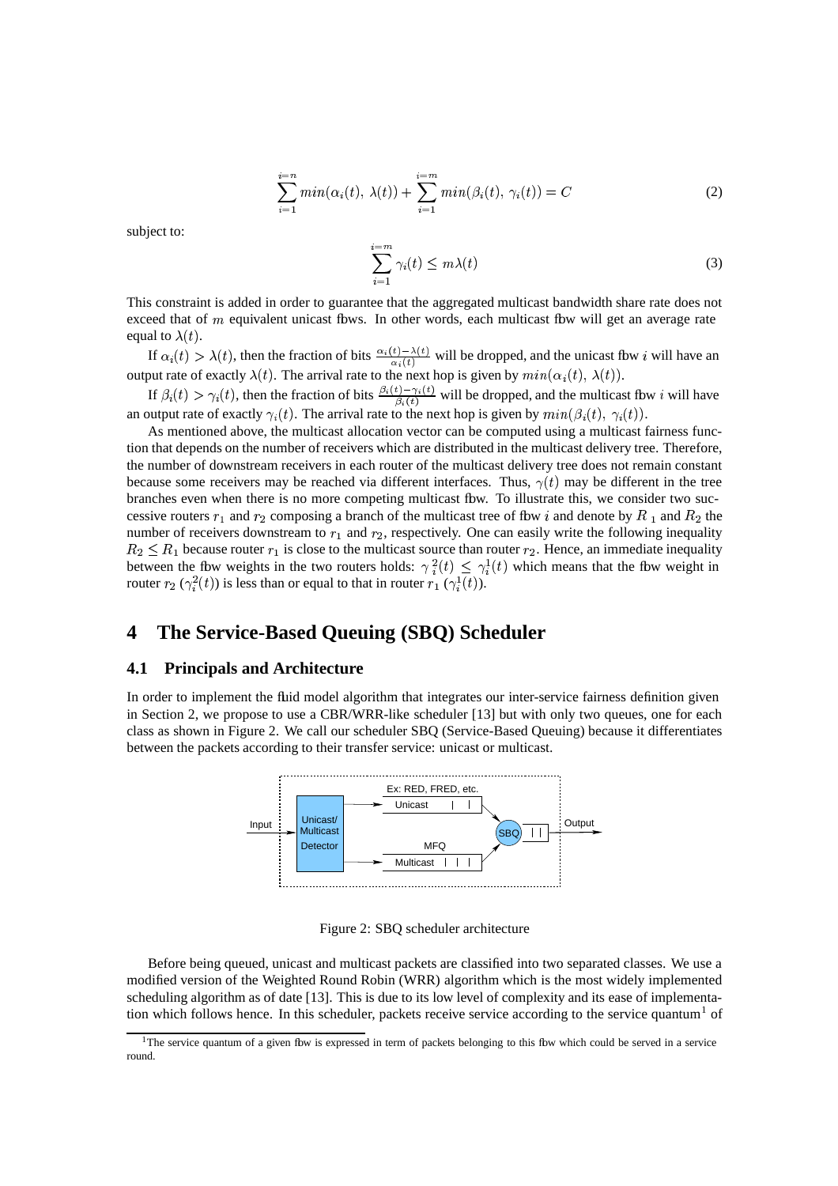$$\sum_{i=1}^{i=n} min(\alpha_i(t),\ \lambda(t)) + \sum_{i=1}^{i=m} min(\beta_i(t),\ \gamma_i(t)) = C \tag{2}$$

subject to:

$$\sum_{i=1}^{i=m} \gamma_i(t) \leq m\lambda(t) \tag{3}$$

This constraint is added in order to guarantee that the aggregated multicast bandwidth share rate does not exceed that of $m$ equivalent unicast flows. In other words, each multicast flow will get an average rate equal to $\lambda(t)$.

If $\alpha_i(t) > \lambda(t)$, then the fraction of bits $\frac{\alpha_i(t)-\lambda(t)}{\alpha_i(t)}$ will be dropped, and the unicast flow $i$ will have an output rate of exactly $\lambda(t)$. The arrival rate to the next hop is given by $min(\alpha_i(t),\ \lambda(t))$.

If $\beta_i(t) > \gamma_i(t)$, then the fraction of bits $\frac{\beta_i(t)-\gamma_i(t)}{\beta_i(t)}$ will be dropped, and the multicast flow $i$ will have an output rate of exactly $\gamma_i(t)$. The arrival rate to the next hop is given by $min(\beta_i(t),\ \gamma_i(t))$.

As mentioned above, the multicast allocation vector can be computed using a multicast fairness function that depends on the number of receivers which are distributed in the multicast delivery tree. Therefore, the number of downstream receivers in each router of the multicast delivery tree does not remain constant because some receivers may be reached via different interfaces. Thus, $\gamma(t)$ may be different in the tree branches even when there is no more competing multicast flow. To illustrate this, we consider two successive routers $r_1$ and $r_2$ composing a branch of the multicast tree of flow $i$ and denote by $R_1$ and $R_2$ the number of receivers downstream to $r_1$ and $r_2$, respectively. One can easily write the following inequality $R_2 \leq R_1$ because router $r_1$ is close to the multicast source than router $r_2$. Hence, an immediate inequality between the flow weights in the two routers holds: $\gamma_i^2(t) \leq \gamma_i^1(t)$ which means that the flow weight in router $r_2$ ($\gamma_i^2(t)$) is less than or equal to that in router $r_1$ ($\gamma_i^1(t)$).

# 4 The Service-Based Queuing (SBQ) Scheduler

## 4.1 Principals and Architecture

In order to implement the fluid model algorithm that integrates our inter-service fairness definition given in Section 2, we propose to use a CBR/WRR-like scheduler [13] but with only two queues, one for each class as shown in Figure 2. We call our scheduler SBQ (Service-Based Queuing) because it differentiates between the packets according to their transfer service: unicast or multicast.

Figure 2: SBQ scheduler architecture

Before being queued, unicast and multicast packets are classified into two separated classes. We use a modified version of the Weighted Round Robin (WRR) algorithm which is the most widely implemented scheduling algorithm as of date [13]. This is due to its low level of complexity and its ease of implementation which follows hence. In this scheduler, packets receive service according to the service quantum[1] of

[1]The service quantum of a given flow is expressed in term of packets belonging to this flow which could be served in a service round.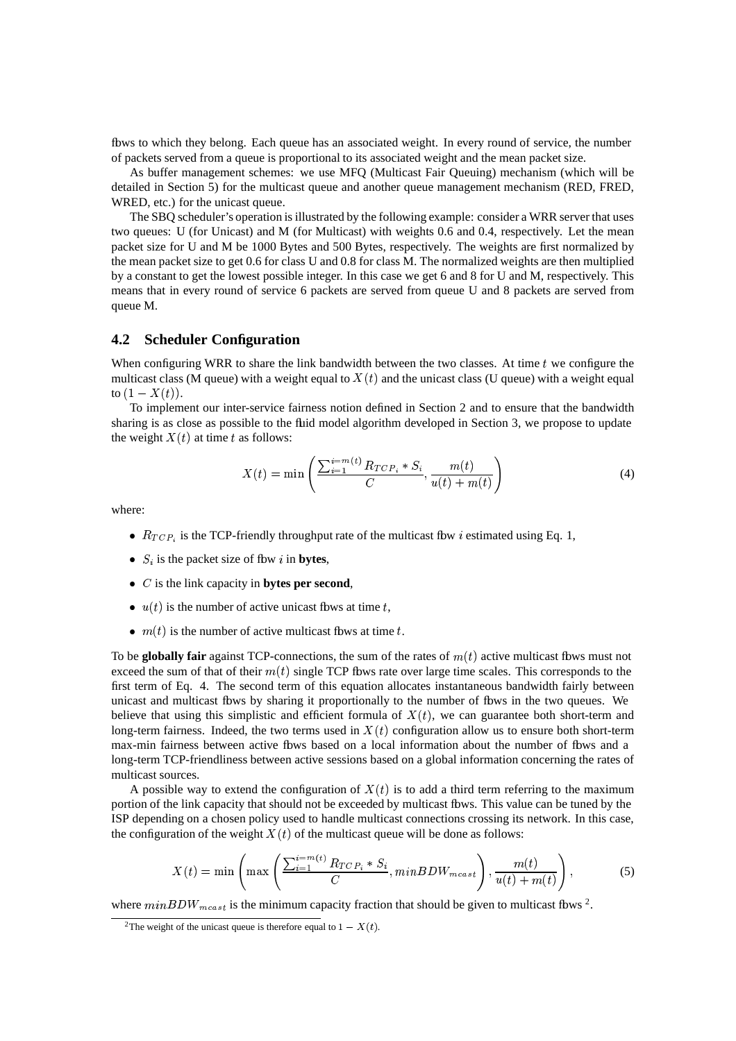flows to which they belong. Each queue has an associated weight. In every round of service, the number of packets served from a queue is proportional to its associated weight and the mean packet size.

As buffer management schemes: we use MFQ (Multicast Fair Queuing) mechanism (which will be detailed in Section 5) for the multicast queue and another queue management mechanism (RED, FRED, WRED, etc.) for the unicast queue.

The SBQ scheduler's operation is illustrated by the following example: consider a WRR server that uses two queues: U (for Unicast) and M (for Multicast) with weights 0.6 and 0.4, respectively. Let the mean packet size for U and M be 1000 Bytes and 500 Bytes, respectively. The weights are first normalized by the mean packet size to get 0.6 for class U and 0.8 for class M. The normalized weights are then multiplied by a constant to get the lowest possible integer. In this case we get 6 and 8 for U and M, respectively. This means that in every round of service 6 packets are served from queue U and 8 packets are served from queue M.

### 4.2 Scheduler Configuration

When configuring WRR to share the link bandwidth between the two classes. At time $t$ we configure the multicast class (M queue) with a weight equal to $X(t)$ and the unicast class (U queue) with a weight equal to $(1 - X(t))$.

To implement our inter-service fairness notion defined in Section 2 and to ensure that the bandwidth sharing is as close as possible to the fluid model algorithm developed in Section 3, we propose to update the weight $X(t)$ at time $t$ as follows:

$$X(t) = \min\left(\frac{\sum_{i=1}^{i=m(t)} R_{TCP_i} * S_i}{C}, \frac{m(t)}{u(t) + m(t)}\right) \tag{4}$$

where:

- $R_{TCP_i}$ is the TCP-friendly throughput rate of the multicast flow $i$ estimated using Eq. 1,
- $S_i$ is the packet size of flow $i$ in **bytes**,
- $C$ is the link capacity in **bytes per second**,
- $u(t)$ is the number of active unicast flows at time $t$,
- $m(t)$ is the number of active multicast flows at time $t$.

To be **globally fair** against TCP-connections, the sum of the rates of $m(t)$ active multicast flows must not exceed the sum of that of their $m(t)$ single TCP flows rate over large time scales. This corresponds to the first term of Eq. 4. The second term of this equation allocates instantaneous bandwidth fairly between unicast and multicast flows by sharing it proportionally to the number of flows in the two queues. We believe that using this simplistic and efficient formula of $X(t)$, we can guarantee both short-term and long-term fairness. Indeed, the two terms used in $X(t)$ configuration allow us to ensure both short-term max-min fairness between active flows based on a local information about the number of flows and a long-term TCP-friendliness between active sessions based on a global information concerning the rates of multicast sources.

A possible way to extend the configuration of $X(t)$ is to add a third term referring to the maximum portion of the link capacity that should not be exceeded by multicast flows. This value can be tuned by the ISP depending on a chosen policy used to handle multicast connections crossing its network. In this case, the configuration of the weight $X(t)$ of the multicast queue will be done as follows:

$$X(t) = \min\left(\max\left(\frac{\sum_{i=1}^{i=m(t)} R_{TCP_i} * S_i}{C}, minBDW_{mcast}\right), \frac{m(t)}{u(t) + m(t)}\right), \tag{5}$$

where $minBDW_{mcast}$ is the minimum capacity fraction that should be given to multicast flows [2].

[2] The weight of the unicast queue is therefore equal to $1 - X(t)$.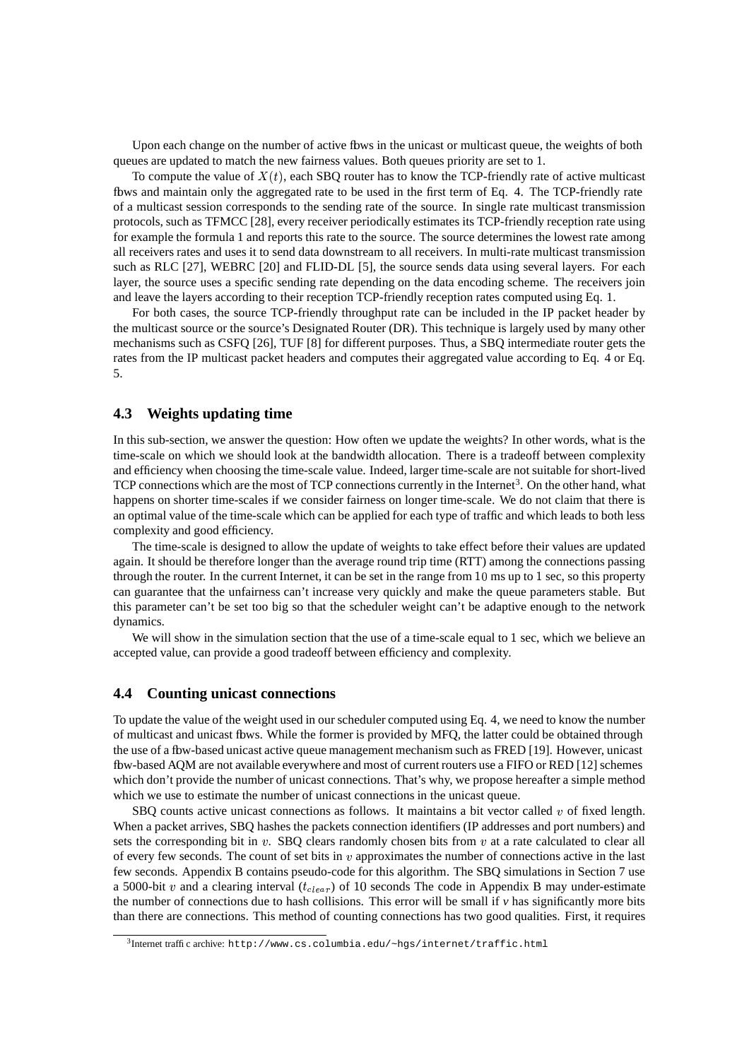Upon each change on the number of active flows in the unicast or multicast queue, the weights of both queues are updated to match the new fairness values. Both queues priority are set to 1.

To compute the value of $X(t)$, each SBQ router has to know the TCP-friendly rate of active multicast flows and maintain only the aggregated rate to be used in the first term of Eq. 4. The TCP-friendly rate of a multicast session corresponds to the sending rate of the source. In single rate multicast transmission protocols, such as TFMCC [28], every receiver periodically estimates its TCP-friendly reception rate using for example the formula 1 and reports this rate to the source. The source determines the lowest rate among all receivers rates and uses it to send data downstream to all receivers. In multi-rate multicast transmission such as RLC [27], WEBRC [20] and FLID-DL [5], the source sends data using several layers. For each layer, the source uses a specific sending rate depending on the data encoding scheme. The receivers join and leave the layers according to their reception TCP-friendly reception rates computed using Eq. 1.

For both cases, the source TCP-friendly throughput rate can be included in the IP packet header by the multicast source or the source's Designated Router (DR). This technique is largely used by many other mechanisms such as CSFQ [26], TUF [8] for different purposes. Thus, a SBQ intermediate router gets the rates from the IP multicast packet headers and computes their aggregated value according to Eq. 4 or Eq. 5.

### 4.3 Weights updating time

In this sub-section, we answer the question: How often we update the weights? In other words, what is the time-scale on which we should look at the bandwidth allocation. There is a tradeoff between complexity and efficiency when choosing the time-scale value. Indeed, larger time-scale are not suitable for short-lived TCP connections which are the most of TCP connections currently in the Internet[3]. On the other hand, what happens on shorter time-scales if we consider fairness on longer time-scale. We do not claim that there is an optimal value of the time-scale which can be applied for each type of traffic and which leads to both less complexity and good efficiency.

The time-scale is designed to allow the update of weights to take effect before their values are updated again. It should be therefore longer than the average round trip time (RTT) among the connections passing through the router. In the current Internet, it can be set in the range from 10 ms up to 1 sec, so this property can guarantee that the unfairness can't increase very quickly and make the queue parameters stable. But this parameter can't be set too big so that the scheduler weight can't be adaptive enough to the network dynamics.

We will show in the simulation section that the use of a time-scale equal to 1 sec, which we believe an accepted value, can provide a good tradeoff between efficiency and complexity.

### 4.4 Counting unicast connections

To update the value of the weight used in our scheduler computed using Eq. 4, we need to know the number of multicast and unicast flows. While the former is provided by MFQ, the latter could be obtained through the use of a flow-based unicast active queue management mechanism such as FRED [19]. However, unicast flow-based AQM are not available everywhere and most of current routers use a FIFO or RED [12] schemes which don't provide the number of unicast connections. That's why, we propose hereafter a simple method which we use to estimate the number of unicast connections in the unicast queue.

SBQ counts active unicast connections as follows. It maintains a bit vector called $v$ of fixed length. When a packet arrives, SBQ hashes the packets connection identifiers (IP addresses and port numbers) and sets the corresponding bit in $v$. SBQ clears randomly chosen bits from $v$ at a rate calculated to clear all of every few seconds. The count of set bits in $v$ approximates the number of connections active in the last few seconds. Appendix B contains pseudo-code for this algorithm. The SBQ simulations in Section 7 use a 5000-bit $v$ and a clearing interval ($t_{clear}$) of 10 seconds The code in Appendix B may under-estimate the number of connections due to hash collisions. This error will be small if $v$ has significantly more bits than there are connections. This method of counting connections has two good qualities. First, it requires

[3] Internet traffic archive: http://www.cs.columbia.edu/~hgs/internet/traffic.html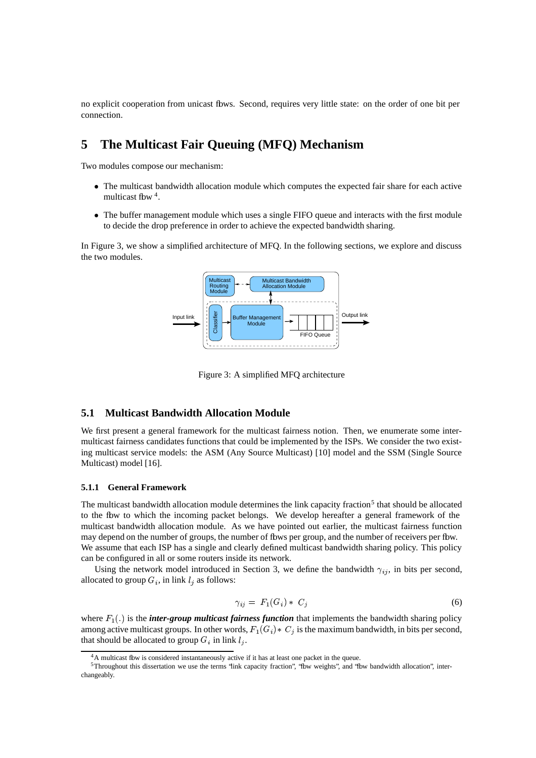no explicit cooperation from unicast flows. Second, requires very little state: on the order of one bit per connection.

# 5 The Multicast Fair Queuing (MFQ) Mechanism

Two modules compose our mechanism:

- The multicast bandwidth allocation module which computes the expected fair share for each active multicast flow [4].
- The buffer management module which uses a single FIFO queue and interacts with the first module to decide the drop preference in order to achieve the expected bandwidth sharing.

In Figure 3, we show a simplified architecture of MFQ. In the following sections, we explore and discuss the two modules.

Figure 3: A simplified MFQ architecture

## 5.1 Multicast Bandwidth Allocation Module

We first present a general framework for the multicast fairness notion. Then, we enumerate some inter-multicast fairness candidates functions that could be implemented by the ISPs. We consider the two existing multicast service models: the ASM (Any Source Multicast) [10] model and the SSM (Single Source Multicast) model [16].

### 5.1.1 General Framework

The multicast bandwidth allocation module determines the link capacity fraction[5] that should be allocated to the flow to which the incoming packet belongs. We develop hereafter a general framework of the multicast bandwidth allocation module. As we have pointed out earlier, the multicast fairness function may depend on the number of groups, the number of flows per group, and the number of receivers per flow. We assume that each ISP has a single and clearly defined multicast bandwidth sharing policy. This policy can be configured in all or some routers inside its network.

Using the network model introduced in Section 3, we define the bandwidth $\gamma_{ij}$, in bits per second, allocated to group $G_i$, in link $l_j$ as follows:

$$\gamma_{ij} = F_1(G_i) * C_j \tag{6}$$

where $F_1(.)$ is the ***inter-group multicast fairness function*** that implements the bandwidth sharing policy among active multicast groups. In other words, $F_1(G_i) * C_j$ is the maximum bandwidth, in bits per second, that should be allocated to group $G_i$ in link $l_j$.

[4] A multicast flow is considered instantaneously active if it has at least one packet in the queue.

[5] Throughout this dissertation we use the terms "link capacity fraction", "flow weights", and "flow bandwidth allocation", interchangeably.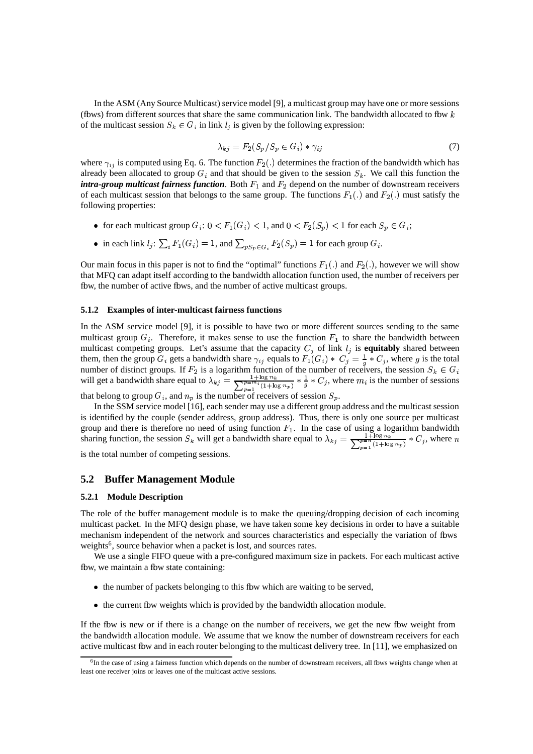In the ASM (Any Source Multicast) service model [9], a multicast group may have one or more sessions (flows) from different sources that share the same communication link. The bandwidth allocated to flow $k$ of the multicast session $S_k \in G_i$ in link $l_j$ is given by the following expression:

$$\lambda_{kj} = F_2(S_p / S_p \in G_i) * \gamma_{ij} \tag{7}$$

where $\gamma_{ij}$ is computed using Eq. 6. The function $F_2(.)$ determines the fraction of the bandwidth which has already been allocated to group $G_i$ and that should be given to the session $S_k$. We call this function the ***intra-group multicast fairness function***. Both $F_1$ and $F_2$ depend on the number of downstream receivers of each multicast session that belongs to the same group. The functions $F_1(.)$ and $F_2(.)$ must satisfy the following properties:

- for each multicast group $G_i$: $0 < F_1(G_i) < 1$, and $0 < F_2(S_p) < 1$ for each $S_p \in G_i$;
- in each link $l_j$: $\sum_i F_1(G_i) = 1$, and $\sum_{pS_p \in G_i} F_2(S_p) = 1$ for each group $G_i$.

Our main focus in this paper is not to find the "optimal" functions $F_1(.)$ and $F_2(.)$, however we will show that MFQ can adapt itself according to the bandwidth allocation function used, the number of receivers per flow, the number of active flows, and the number of active multicast groups.

#### 5.1.2 Examples of inter-multicast fairness functions

In the ASM service model [9], it is possible to have two or more different sources sending to the same multicast group $G_i$. Therefore, it makes sense to use the function $F_1$ to share the bandwidth between multicast competing groups. Let's assume that the capacity $C_j$ of link $l_j$ is **equitably** shared between them, then the group $G_i$ gets a bandwidth share $\gamma_{ij}$ equals to $F_1(G_i) * C_j = \frac{1}{g} * C_j$, where $g$ is the total number of distinct groups. If $F_2$ is a logarithm function of the number of receivers, the session $S_k \in G_i$ will get a bandwidth share equal to $\lambda_{kj} = \frac{1+\log n_k}{\sum_{p=1}^{p=m_i}(1+\log n_p)} * \frac{1}{g} * C_j$, where $m_i$ is the number of sessions that belong to group $G_i$, and $n_p$ is the number of receivers of session $S_p$.

In the SSM service model [16], each sender may use a different group address and the multicast session is identified by the couple (sender address, group address). Thus, there is only one source per multicast group and there is therefore no need of using function $F_1$. In the case of using a logarithm bandwidth sharing function, the session $S_k$ will get a bandwidth share equal to $\lambda_{kj} = \frac{1+\log n_k}{\sum_{p=1}^{p=n}(1+\log n_p)} * C_j$, where $n$ is the total number of competing sessions.

## 5.2 Buffer Management Module

#### 5.2.1 Module Description

The role of the buffer management module is to make the queuing/dropping decision of each incoming multicast packet. In the MFQ design phase, we have taken some key decisions in order to have a suitable mechanism independent of the network and sources characteristics and especially the variation of flows weights[6], source behavior when a packet is lost, and sources rates.

We use a single FIFO queue with a pre-configured maximum size in packets. For each multicast active flow, we maintain a flow state containing:

- the number of packets belonging to this flow which are waiting to be served,
- the current flow weights which is provided by the bandwidth allocation module.

If the flow is new or if there is a change on the number of receivers, we get the new flow weight from the bandwidth allocation module. We assume that we know the number of downstream receivers for each active multicast flow and in each router belonging to the multicast delivery tree. In [11], we emphasized on

[6]In the case of using a fairness function which depends on the number of downstream receivers, all flows weights change when at least one receiver joins or leaves one of the multicast active sessions.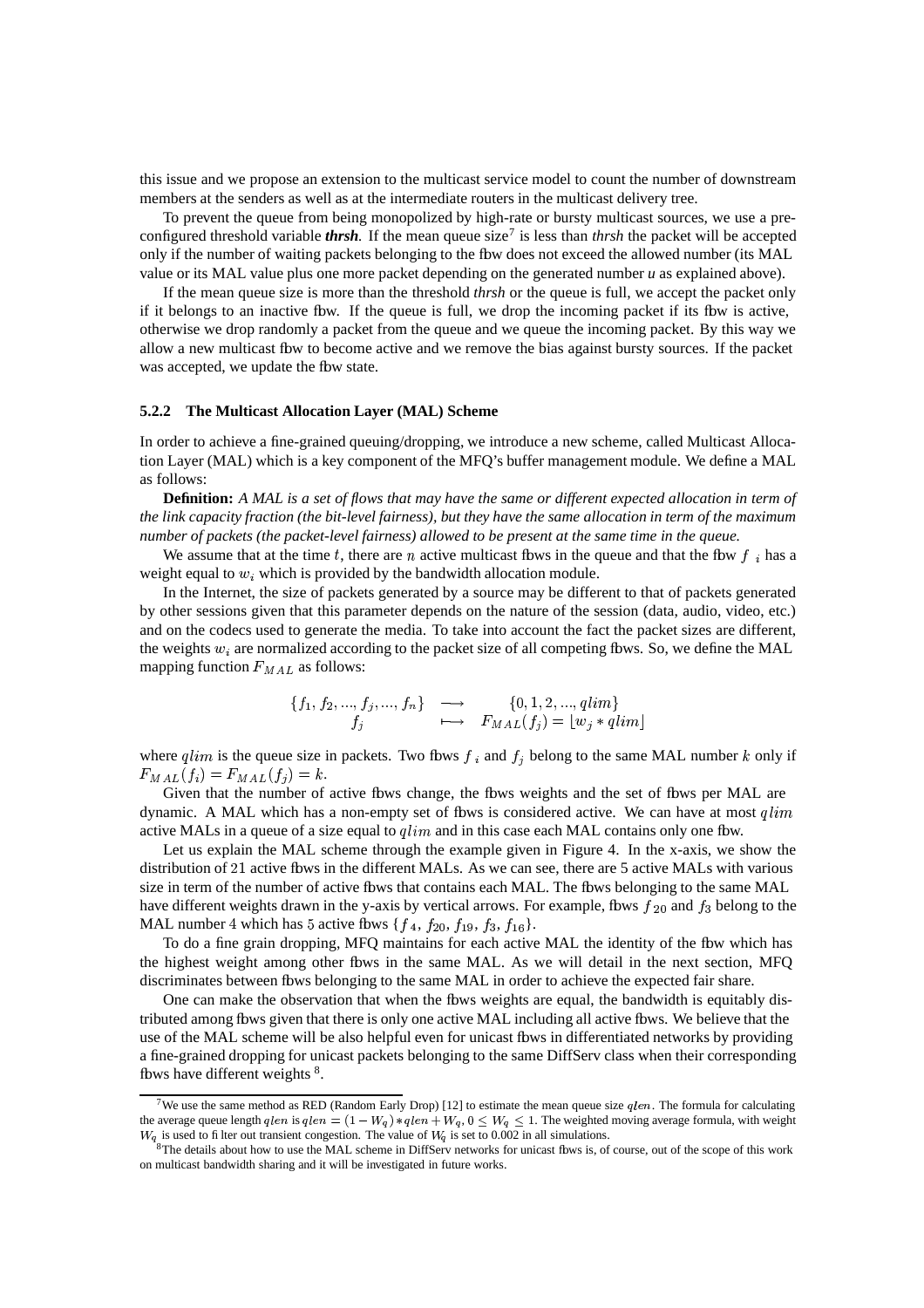this issue and we propose an extension to the multicast service model to count the number of downstream members at the senders as well as at the intermediate routers in the multicast delivery tree.

To prevent the queue from being monopolized by high-rate or bursty multicast sources, we use a pre-configured threshold variable ***thrsh***. If the mean queue size[7] is less than *thrsh* the packet will be accepted only if the number of waiting packets belonging to the flow does not exceed the allowed number (its MAL value or its MAL value plus one more packet depending on the generated number *u* as explained above).

If the mean queue size is more than the threshold *thrsh* or the queue is full, we accept the packet only if it belongs to an inactive flow. If the queue is full, we drop the incoming packet if its flow is active, otherwise we drop randomly a packet from the queue and we queue the incoming packet. By this way we allow a new multicast flow to become active and we remove the bias against bursty sources. If the packet was accepted, we update the flow state.

#### 5.2.2 The Multicast Allocation Layer (MAL) Scheme

In order to achieve a fine-grained queuing/dropping, we introduce a new scheme, called Multicast Allocation Layer (MAL) which is a key component of the MFQ's buffer management module. We define a MAL as follows:

**Definition:** *A MAL is a set of flows that may have the same or different expected allocation in term of the link capacity fraction (the bit-level fairness), but they have the same allocation in term of the maximum number of packets (the packet-level fairness) allowed to be present at the same time in the queue.*

We assume that at the time $t$, there are $n$ active multicast flows in the queue and that the flow $f_i$ has a weight equal to $w_i$ which is provided by the bandwidth allocation module.

In the Internet, the size of packets generated by a source may be different to that of packets generated by other sessions given that this parameter depends on the nature of the session (data, audio, video, etc.) and on the codecs used to generate the media. To take into account the fact the packet sizes are different, the weights $w_i$ are normalized according to the packet size of all competing flows. So, we define the MAL mapping function $F_{MAL}$ as follows:

$$\begin{array}{ccc} \{f_1, f_2, ..., f_j, ..., f_n\} & \longrightarrow & \{0, 1, 2, ..., qlim\} \\ f_j & \longmapsto & F_{MAL}(f_j) = \lfloor w_j * qlim \rfloor \end{array}$$

where $qlim$ is the queue size in packets. Two flows $f_i$ and $f_j$ belong to the same MAL number $k$ only if $F_{MAL}(f_i) = F_{MAL}(f_j) = k$.

Given that the number of active flows change, the flows weights and the set of flows per MAL are dynamic. A MAL which has a non-empty set of flows is considered active. We can have at most $qlim$ active MALs in a queue of a size equal to $qlim$ and in this case each MAL contains only one flow.

Let us explain the MAL scheme through the example given in Figure 4. In the x-axis, we show the distribution of 21 active flows in the different MALs. As we can see, there are 5 active MALs with various size in term of the number of active flows that contains each MAL. The flows belonging to the same MAL have different weights drawn in the y-axis by vertical arrows. For example, flows $f_{20}$ and $f_3$ belong to the MAL number 4 which has 5 active flows $\{f_4, f_{20}, f_{19}, f_3, f_{16}\}$.

To do a fine grain dropping, MFQ maintains for each active MAL the identity of the flow which has the highest weight among other flows in the same MAL. As we will detail in the next section, MFQ discriminates between flows belonging to the same MAL in order to achieve the expected fair share.

One can make the observation that when the flows weights are equal, the bandwidth is equitably distributed among flows given that there is only one active MAL including all active flows. We believe that the use of the MAL scheme will be also helpful even for unicast flows in differentiated networks by providing a fine-grained dropping for unicast packets belonging to the same DiffServ class when their corresponding flows have different weights [8].

[7]We use the same method as RED (Random Early Drop) [12] to estimate the mean queue size $qlen$. The formula for calculating the average queue length $qlen$ is $qlen = (1 - W_q) * qlen + W_q$, $0 \leq W_q \leq 1$. The weighted moving average formula, with weight $W_q$ is used to filter out transient congestion. The value of $W_q$ is set to 0.002 in all simulations.

[8]The details about how to use the MAL scheme in DiffServ networks for unicast flows is, of course, out of the scope of this work on multicast bandwidth sharing and it will be investigated in future works.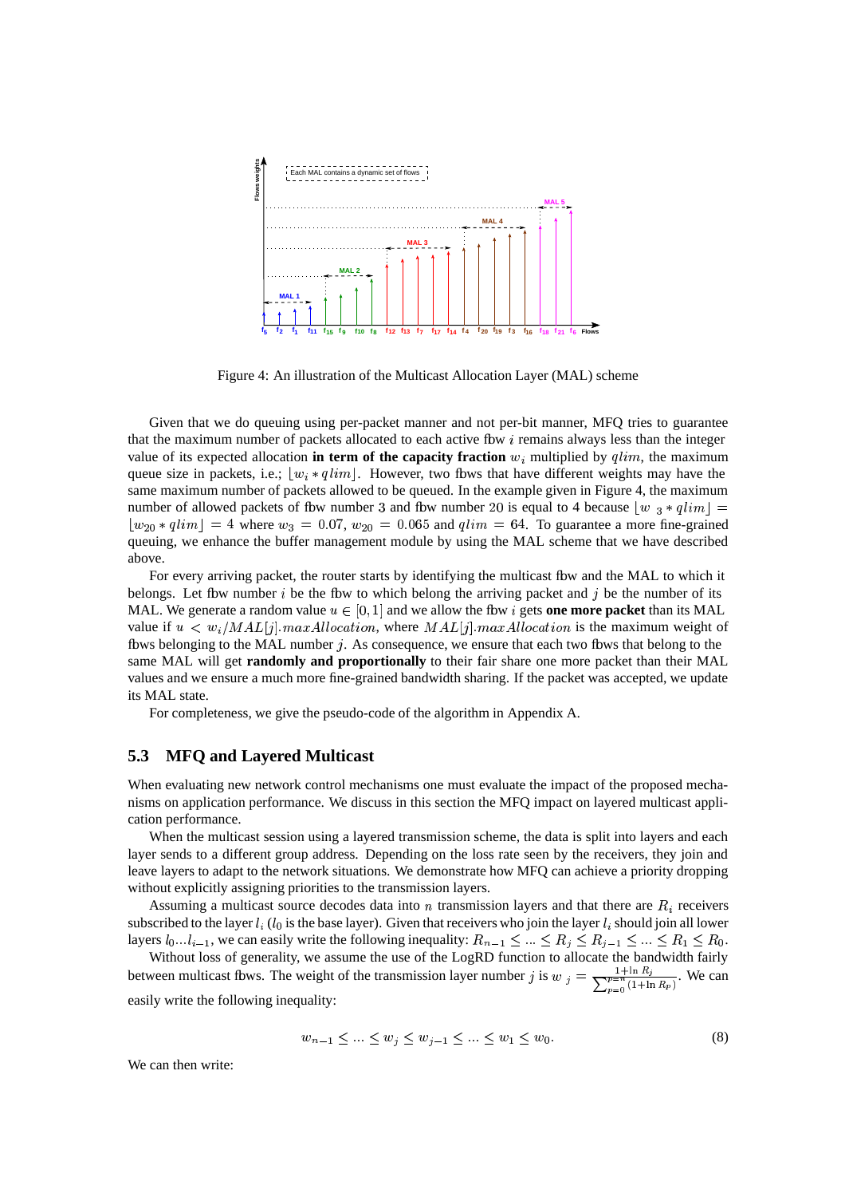Figure 4: An illustration of the Multicast Allocation Layer (MAL) scheme

Given that we do queuing using per-packet manner and not per-bit manner, MFQ tries to guarantee that the maximum number of packets allocated to each active flow $i$ remains always less than the integer value of its expected allocation **in term of the capacity fraction** $w_i$ multiplied by $qlim$, the maximum queue size in packets, i.e.; $\lfloor w_i * qlim \rfloor$. However, two flows that have different weights may have the same maximum number of packets allowed to be queued. In the example given in Figure 4, the maximum number of allowed packets of flow number 3 and flow number 20 is equal to 4 because $\lfloor w_3 * qlim \rfloor = \lfloor w_{20} * qlim \rfloor = 4$ where $w_3 = 0.07$, $w_{20} = 0.065$ and $qlim = 64$. To guarantee a more fine-grained queuing, we enhance the buffer management module by using the MAL scheme that we have described above.

For every arriving packet, the router starts by identifying the multicast flow and the MAL to which it belongs. Let flow number $i$ be the flow to which belong the arriving packet and $j$ be the number of its MAL. We generate a random value $u \in [0, 1]$ and we allow the flow $i$ gets **one more packet** than its MAL value if $u < w_i / MAL[j].maxAllocation$, where $MAL[j].maxAllocation$ is the maximum weight of flows belonging to the MAL number $j$. As consequence, we ensure that each two flows that belong to the same MAL will get **randomly and proportionally** to their fair share one more packet than their MAL values and we ensure a much more fine-grained bandwidth sharing. If the packet was accepted, we update its MAL state.

For completeness, we give the pseudo-code of the algorithm in Appendix A.

## 5.3 MFQ and Layered Multicast

When evaluating new network control mechanisms one must evaluate the impact of the proposed mechanisms on application performance. We discuss in this section the MFQ impact on layered multicast application performance.

When the multicast session using a layered transmission scheme, the data is split into layers and each layer sends to a different group address. Depending on the loss rate seen by the receivers, they join and leave layers to adapt to the network situations. We demonstrate how MFQ can achieve a priority dropping without explicitly assigning priorities to the transmission layers.

Assuming a multicast source decodes data into $n$ transmission layers and that there are $R_i$ receivers subscribed to the layer $l_i$ ($l_0$ is the base layer). Given that receivers who join the layer $l_i$ should join all lower layers $l_0 ... l_{i-1}$, we can easily write the following inequality: $R_{n-1} \leq ... \leq R_j \leq R_{j-1} \leq ... \leq R_1 \leq R_0$.

Without loss of generality, we assume the use of the LogRD function to allocate the bandwidth fairly between multicast flows. The weight of the transmission layer number $j$ is $w_j = \frac{1+\ln R_j}{\sum_{p=0}^{p=n}(1+\ln R_p)}$. We can easily write the following inequality:

$$w_{n-1} \leq ... \leq w_j \leq w_{j-1} \leq ... \leq w_1 \leq w_0. \tag{8}$$

We can then write: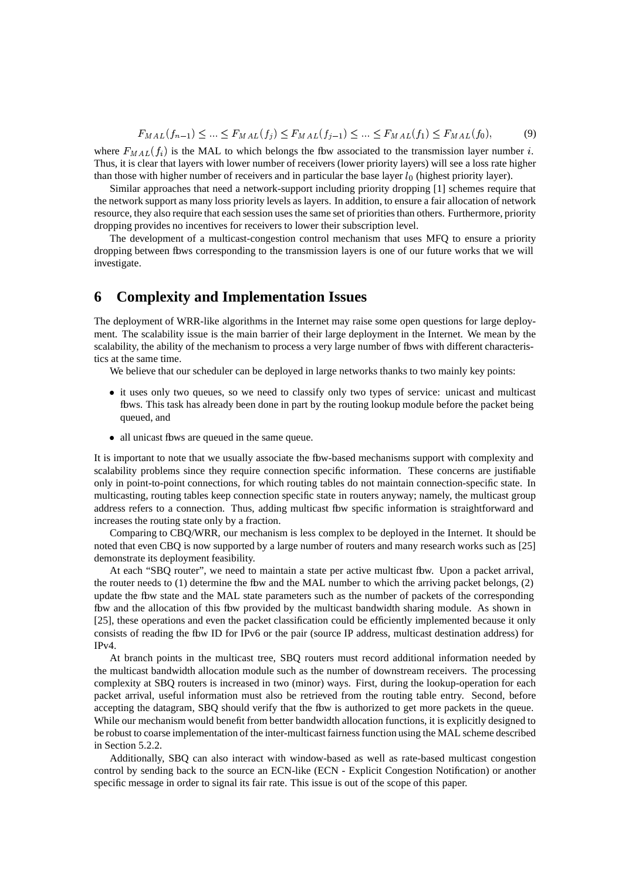$$F_{MAL}(f_{n-1}) \leq ... \leq F_{MAL}(f_j) \leq F_{MAL}(f_{j-1}) \leq ... \leq F_{MAL}(f_1) \leq F_{MAL}(f_0), \tag{9}$$

where $F_{MAL}(f_i)$ is the MAL to which belongs the flow associated to the transmission layer number $i$. Thus, it is clear that layers with lower number of receivers (lower priority layers) will see a loss rate higher than those with higher number of receivers and in particular the base layer $l_0$ (highest priority layer).

Similar approaches that need a network-support including priority dropping [1] schemes require that the network support as many loss priority levels as layers. In addition, to ensure a fair allocation of network resource, they also require that each session uses the same set of priorities than others. Furthermore, priority dropping provides no incentives for receivers to lower their subscription level.

The development of a multicast-congestion control mechanism that uses MFQ to ensure a priority dropping between flows corresponding to the transmission layers is one of our future works that we will investigate.

# 6 Complexity and Implementation Issues

The deployment of WRR-like algorithms in the Internet may raise some open questions for large deployment. The scalability issue is the main barrier of their large deployment in the Internet. We mean by the scalability, the ability of the mechanism to process a very large number of flows with different characteristics at the same time.

We believe that our scheduler can be deployed in large networks thanks to two mainly key points:

- it uses only two queues, so we need to classify only two types of service: unicast and multicast flows. This task has already been done in part by the routing lookup module before the packet being queued, and
- all unicast flows are queued in the same queue.

It is important to note that we usually associate the flow-based mechanisms support with complexity and scalability problems since they require connection specific information. These concerns are justifiable only in point-to-point connections, for which routing tables do not maintain connection-specific state. In multicasting, routing tables keep connection specific state in routers anyway; namely, the multicast group address refers to a connection. Thus, adding multicast flow specific information is straightforward and increases the routing state only by a fraction.

Comparing to CBQ/WRR, our mechanism is less complex to be deployed in the Internet. It should be noted that even CBQ is now supported by a large number of routers and many research works such as [25] demonstrate its deployment feasibility.

At each "SBQ router", we need to maintain a state per active multicast flow. Upon a packet arrival, the router needs to (1) determine the flow and the MAL number to which the arriving packet belongs, (2) update the flow state and the MAL state parameters such as the number of packets of the corresponding flow and the allocation of this flow provided by the multicast bandwidth sharing module. As shown in [25], these operations and even the packet classification could be efficiently implemented because it only consists of reading the flow ID for IPv6 or the pair (source IP address, multicast destination address) for IPv4.

At branch points in the multicast tree, SBQ routers must record additional information needed by the multicast bandwidth allocation module such as the number of downstream receivers. The processing complexity at SBQ routers is increased in two (minor) ways. First, during the lookup-operation for each packet arrival, useful information must also be retrieved from the routing table entry. Second, before accepting the datagram, SBQ should verify that the flow is authorized to get more packets in the queue. While our mechanism would benefit from better bandwidth allocation functions, it is explicitly designed to be robust to coarse implementation of the inter-multicast fairness function using the MAL scheme described in Section 5.2.2.

Additionally, SBQ can also interact with window-based as well as rate-based multicast congestion control by sending back to the source an ECN-like (ECN - Explicit Congestion Notification) or another specific message in order to signal its fair rate. This issue is out of the scope of this paper.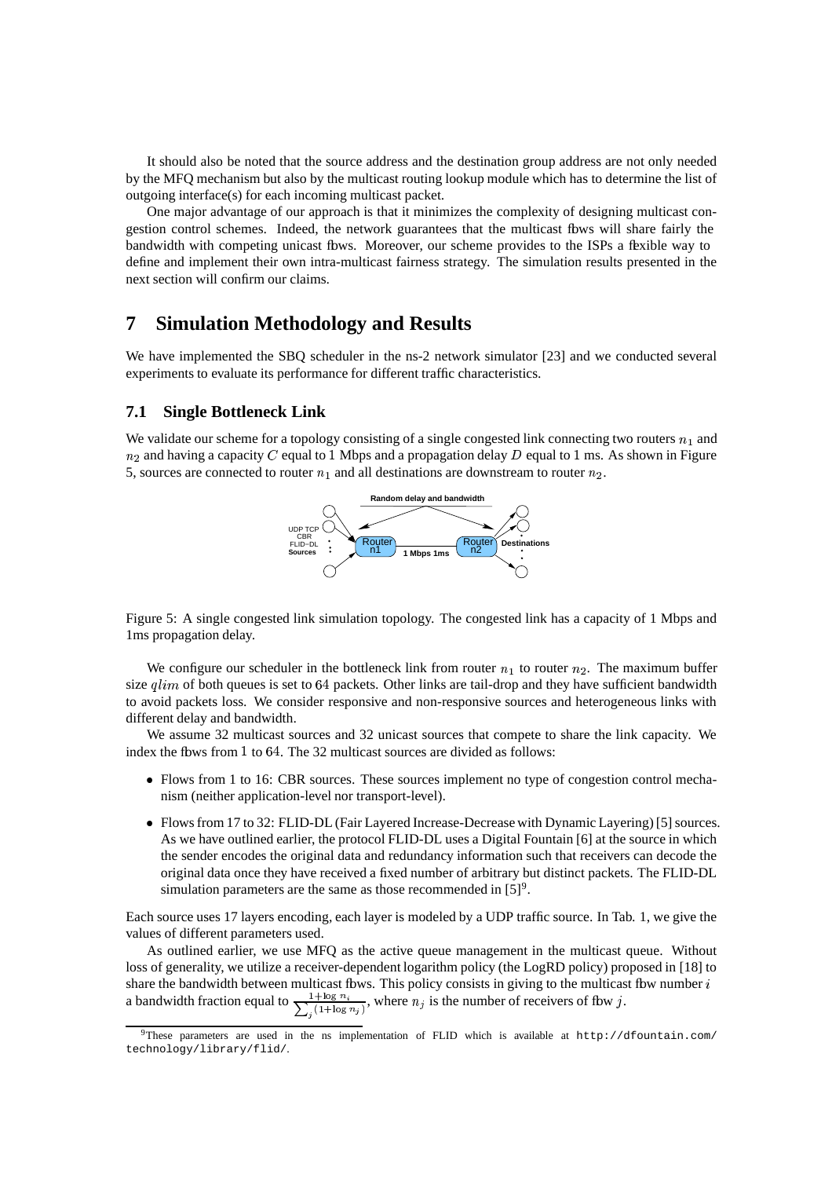It should also be noted that the source address and the destination group address are not only needed by the MFQ mechanism but also by the multicast routing lookup module which has to determine the list of outgoing interface(s) for each incoming multicast packet.

One major advantage of our approach is that it minimizes the complexity of designing multicast congestion control schemes. Indeed, the network guarantees that the multicast flows will share fairly the bandwidth with competing unicast flows. Moreover, our scheme provides to the ISPs a flexible way to define and implement their own intra-multicast fairness strategy. The simulation results presented in the next section will confirm our claims.

# 7 Simulation Methodology and Results

We have implemented the SBQ scheduler in the ns-2 network simulator [23] and we conducted several experiments to evaluate its performance for different traffic characteristics.

## 7.1 Single Bottleneck Link

We validate our scheme for a topology consisting of a single congested link connecting two routers $n_1$ and $n_2$ and having a capacity $C$ equal to 1 Mbps and a propagation delay $D$ equal to 1 ms. As shown in Figure 5, sources are connected to router $n_1$ and all destinations are downstream to router $n_2$.

Figure 5: A single congested link simulation topology. The congested link has a capacity of 1 Mbps and 1ms propagation delay.

We configure our scheduler in the bottleneck link from router $n_1$ to router $n_2$. The maximum buffer size $qlim$ of both queues is set to 64 packets. Other links are tail-drop and they have sufficient bandwidth to avoid packets loss. We consider responsive and non-responsive sources and heterogeneous links with different delay and bandwidth.

We assume 32 multicast sources and 32 unicast sources that compete to share the link capacity. We index the flows from 1 to 64. The 32 multicast sources are divided as follows:

- Flows from 1 to 16: CBR sources. These sources implement no type of congestion control mechanism (neither application-level nor transport-level).
- Flows from 17 to 32: FLID-DL (Fair Layered Increase-Decrease with Dynamic Layering) [5] sources. As we have outlined earlier, the protocol FLID-DL uses a Digital Fountain [6] at the source in which the sender encodes the original data and redundancy information such that receivers can decode the original data once they have received a fixed number of arbitrary but distinct packets. The FLID-DL simulation parameters are the same as those recommended in [5][9].

Each source uses 17 layers encoding, each layer is modeled by a UDP traffic source. In Tab. 1, we give the values of different parameters used.

As outlined earlier, we use MFQ as the active queue management in the multicast queue. Without loss of generality, we utilize a receiver-dependent logarithm policy (the LogRD policy) proposed in [18] to share the bandwidth between multicast flows. This policy consists in giving to the multicast flow number $i$ a bandwidth fraction equal to $\frac{1+\log n_i}{\sum_j (1+\log n_j)}$, where $n_j$ is the number of receivers of flow $j$.

[9] These parameters are used in the ns implementation of FLID which is available at http://dfountain.com/technology/library/flid/.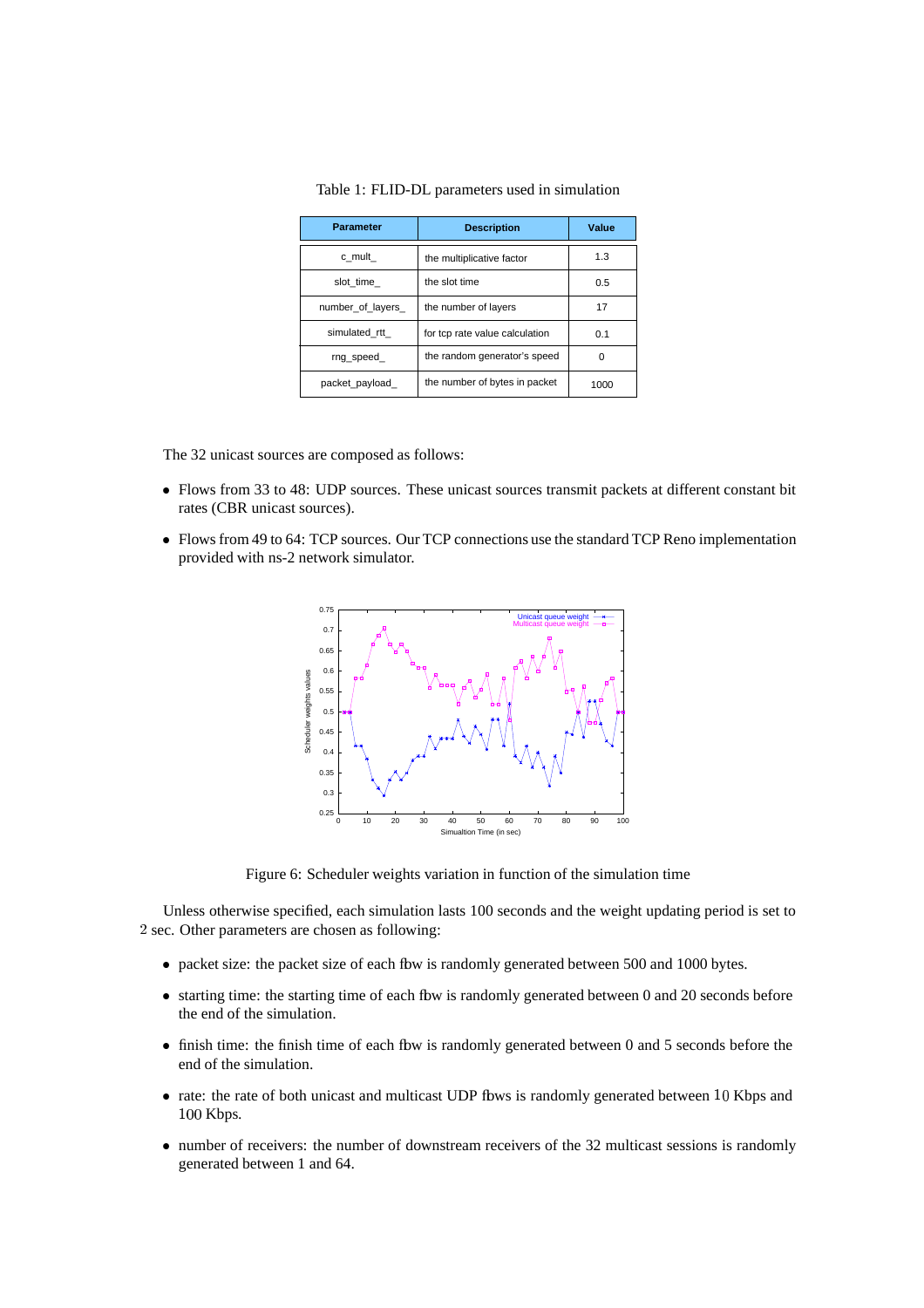Table 1: FLID-DL parameters used in simulation

| Parameter | Description | Value |
|---|---|---|
| c_mult_ | the multiplicative factor | 1.3 |
| slot_time_ | the slot time | 0.5 |
| number_of_layers_ | the number of layers | 17 |
| simulated_rtt_ | for tcp rate value calculation | 0.1 |
| rng_speed_ | the random generator's speed | 0 |
| packet_payload_ | the number of bytes in packet | 1000 |

The 32 unicast sources are composed as follows:

- Flows from 33 to 48: UDP sources. These unicast sources transmit packets at different constant bit rates (CBR unicast sources).
- Flows from 49 to 64: TCP sources. Our TCP connections use the standard TCP Reno implementation provided with ns-2 network simulator.

Figure 6: Scheduler weights variation in function of the simulation time

Unless otherwise specified, each simulation lasts 100 seconds and the weight updating period is set to 2 sec. Other parameters are chosen as following:

- packet size: the packet size of each flow is randomly generated between 500 and 1000 bytes.
- starting time: the starting time of each flow is randomly generated between 0 and 20 seconds before the end of the simulation.
- finish time: the finish time of each flow is randomly generated between 0 and 5 seconds before the end of the simulation.
- rate: the rate of both unicast and multicast UDP flows is randomly generated between 10 Kbps and 100 Kbps.
- number of receivers: the number of downstream receivers of the 32 multicast sessions is randomly generated between 1 and 64.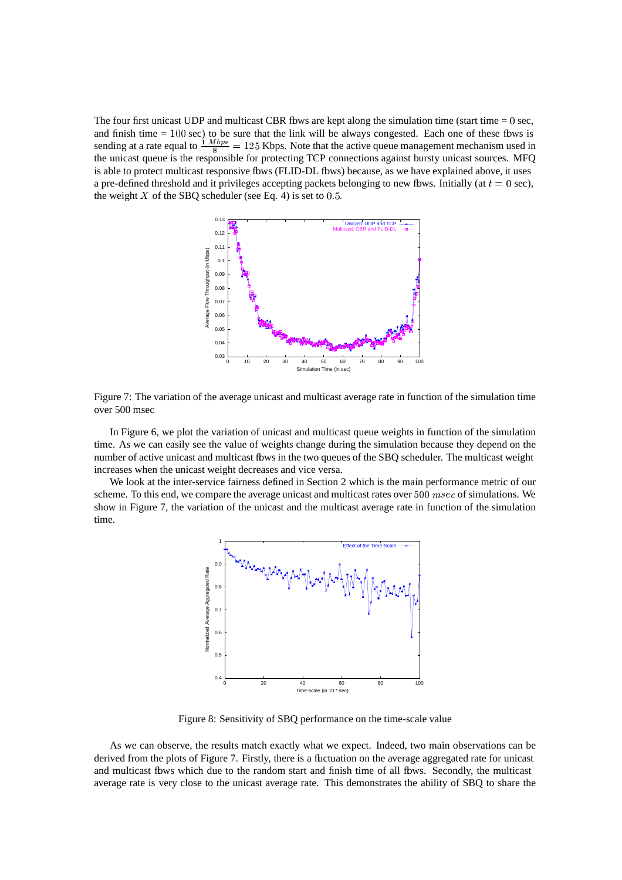The four first unicast UDP and multicast CBR flows are kept along the simulation time (start time = $0$ sec, and finish time = $100$ sec) to be sure that the link will be always congested. Each one of these flows is sending at a rate equal to $\frac{1\ Mbps}{8} = 125$ Kbps. Note that the active queue management mechanism used in the unicast queue is the responsible for protecting TCP connections against bursty unicast sources. MFQ is able to protect multicast responsive flows (FLID-DL flows) because, as we have explained above, it uses a pre-defined threshold and it privileges accepting packets belonging to new flows. Initially (at $t = 0$ sec), the weight $X$ of the SBQ scheduler (see Eq. 4) is set to $0.5$.

Figure 7: The variation of the average unicast and multicast average rate in function of the simulation time over 500 msec

In Figure 6, we plot the variation of unicast and multicast queue weights in function of the simulation time. As we can easily see the value of weights change during the simulation because they depend on the number of active unicast and multicast flows in the two queues of the SBQ scheduler. The multicast weight increases when the unicast weight decreases and vice versa.

We look at the inter-service fairness defined in Section 2 which is the main performance metric of our scheme. To this end, we compare the average unicast and multicast rates over $500\ msec$ of simulations. We show in Figure 7, the variation of the unicast and the multicast average rate in function of the simulation time.

Figure 8: Sensitivity of SBQ performance on the time-scale value

As we can observe, the results match exactly what we expect. Indeed, two main observations can be derived from the plots of Figure 7. Firstly, there is a fluctuation on the average aggregated rate for unicast and multicast flows which due to the random start and finish time of all flows. Secondly, the multicast average rate is very close to the unicast average rate. This demonstrates the ability of SBQ to share the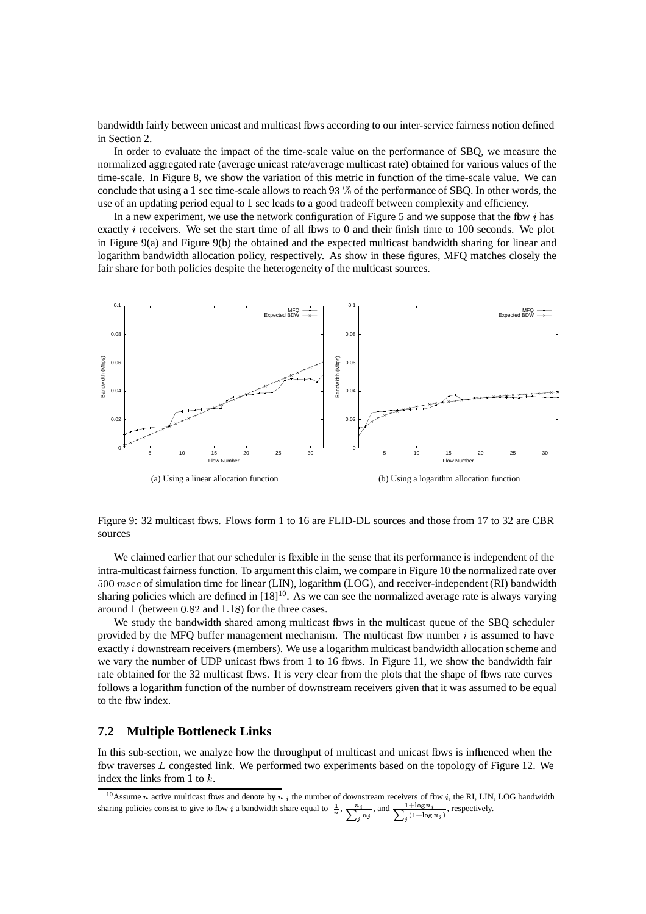bandwidth fairly between unicast and multicast flows according to our inter-service fairness notion defined in Section 2.

In order to evaluate the impact of the time-scale value on the performance of SBQ, we measure the normalized aggregated rate (average unicast rate/average multicast rate) obtained for various values of the time-scale. In Figure 8, we show the variation of this metric in function of the time-scale value. We can conclude that using a 1 sec time-scale allows to reach 93 % of the performance of SBQ. In other words, the use of an updating period equal to 1 sec leads to a good tradeoff between complexity and efficiency.

In a new experiment, we use the network configuration of Figure 5 and we suppose that the flow $i$ has exactly $i$ receivers. We set the start time of all flows to 0 and their finish time to 100 seconds. We plot in Figure 9(a) and Figure 9(b) the obtained and the expected multicast bandwidth sharing for linear and logarithm bandwidth allocation policy, respectively. As show in these figures, MFQ matches closely the fair share for both policies despite the heterogeneity of the multicast sources.

(a) Using a linear allocation function

(b) Using a logarithm allocation function

Figure 9: 32 multicast flows. Flows form 1 to 16 are FLID-DL sources and those from 17 to 32 are CBR sources

We claimed earlier that our scheduler is flexible in the sense that its performance is independent of the intra-multicast fairness function. To argument this claim, we compare in Figure 10 the normalized rate over $500\ msec$ of simulation time for linear (LIN), logarithm (LOG), and receiver-independent (RI) bandwidth sharing policies which are defined in [18][10]. As we can see the normalized average rate is always varying around 1 (between 0.82 and 1.18) for the three cases.

We study the bandwidth shared among multicast flows in the multicast queue of the SBQ scheduler provided by the MFQ buffer management mechanism. The multicast flow number $i$ is assumed to have exactly $i$ downstream receivers (members). We use a logarithm multicast bandwidth allocation scheme and we vary the number of UDP unicast flows from 1 to 16 flows. In Figure 11, we show the bandwidth fair rate obtained for the 32 multicast flows. It is very clear from the plots that the shape of flows rate curves follows a logarithm function of the number of downstream receivers given that it was assumed to be equal to the flow index.

## 7.2 Multiple Bottleneck Links

In this sub-section, we analyze how the throughput of multicast and unicast flows is influenced when the flow traverses $L$ congested link. We performed two experiments based on the topology of Figure 12. We index the links from 1 to $k$.

[10] Assume $n$ active multicast flows and denote by $n_i$ the number of downstream receivers of flow $i$, the RI, LIN, LOG bandwidth sharing policies consist to give to flow $i$ a bandwidth share equal to $\frac{1}{n}$, $\frac{n_i}{\sum_j n_j}$, and $\frac{1+\log n_i}{\sum_j (1+\log n_j)}$, respectively.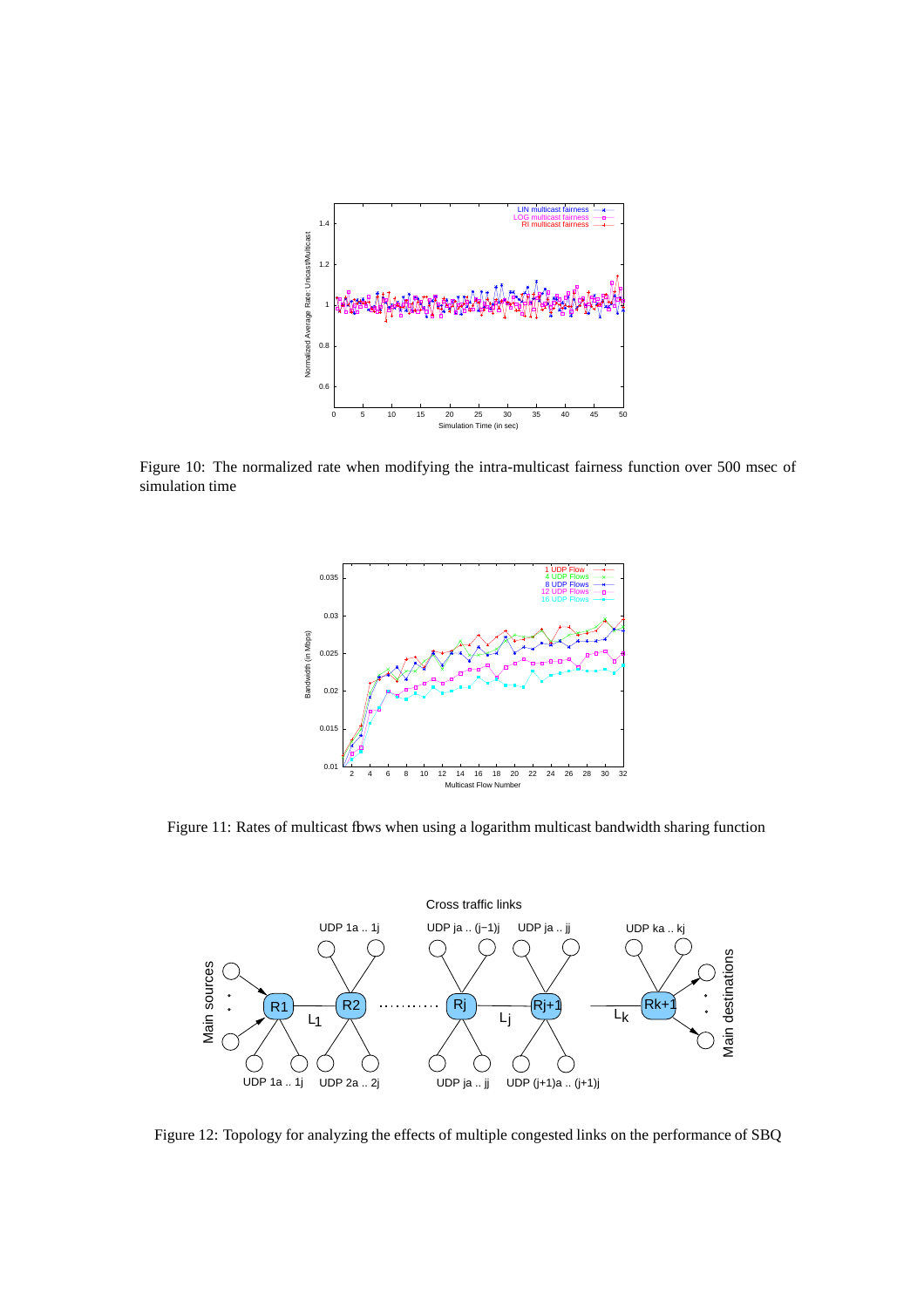Figure 10: The normalized rate when modifying the intra-multicast fairness function over 500 msec of simulation time

Figure 11: Rates of multicast flows when using a logarithm multicast bandwidth sharing function

Figure 12: Topology for analyzing the effects of multiple congested links on the performance of SBQ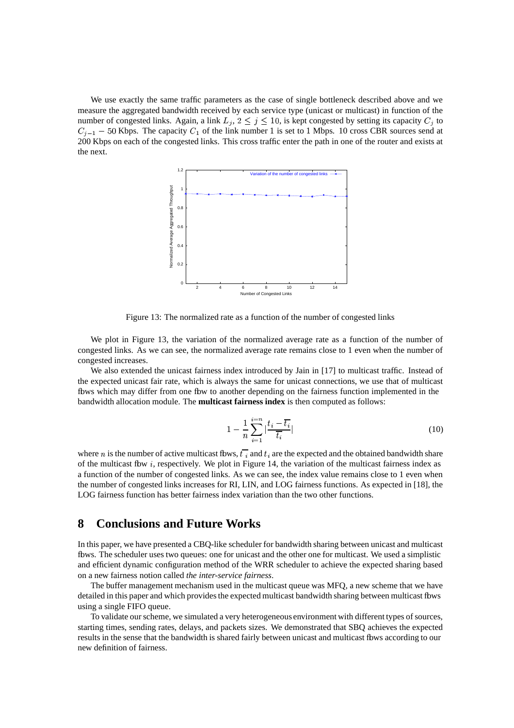We use exactly the same traffic parameters as the case of single bottleneck described above and we measure the aggregated bandwidth received by each service type (unicast or multicast) in function of the number of congested links. Again, a link $L_j$, $2 \leq j \leq 10$, is kept congested by setting its capacity $C_j$ to $C_{j-1} - 50$ Kbps. The capacity $C_1$ of the link number 1 is set to 1 Mbps. 10 cross CBR sources send at 200 Kbps on each of the congested links. This cross traffic enter the path in one of the router and exists at the next.

Figure 13: The normalized rate as a function of the number of congested links

We plot in Figure 13, the variation of the normalized average rate as a function of the number of congested links. As we can see, the normalized average rate remains close to 1 even when the number of congested increases.

We also extended the unicast fairness index introduced by Jain in [17] to multicast traffic. Instead of the expected unicast fair rate, which is always the same for unicast connections, we use that of multicast flows which may differ from one flow to another depending on the fairness function implemented in the bandwidth allocation module. The **multicast fairness index** is then computed as follows:

$$1 - \frac{1}{n}\sum_{i=1}^{i=n} \left|\frac{t_i - \overline{t_i}}{\overline{t_i}}\right| \tag{10}$$

where $n$ is the number of active multicast flows, $\overline{t_i}$ and $t_i$ are the expected and the obtained bandwidth share of the multicast flow $i$, respectively. We plot in Figure 14, the variation of the multicast fairness index as a function of the number of congested links. As we can see, the index value remains close to 1 even when the number of congested links increases for RI, LIN, and LOG fairness functions. As expected in [18], the LOG fairness function has better fairness index variation than the two other functions.

# 8 Conclusions and Future Works

In this paper, we have presented a CBQ-like scheduler for bandwidth sharing between unicast and multicast flows. The scheduler uses two queues: one for unicast and the other one for multicast. We used a simplistic and efficient dynamic configuration method of the WRR scheduler to achieve the expected sharing based on a new fairness notion called *the inter-service fairness*.

The buffer management mechanism used in the multicast queue was MFQ, a new scheme that we have detailed in this paper and which provides the expected multicast bandwidth sharing between multicast flows using a single FIFO queue.

To validate our scheme, we simulated a very heterogeneous environment with different types of sources, starting times, sending rates, delays, and packets sizes. We demonstrated that SBQ achieves the expected results in the sense that the bandwidth is shared fairly between unicast and multicast flows according to our new definition of fairness.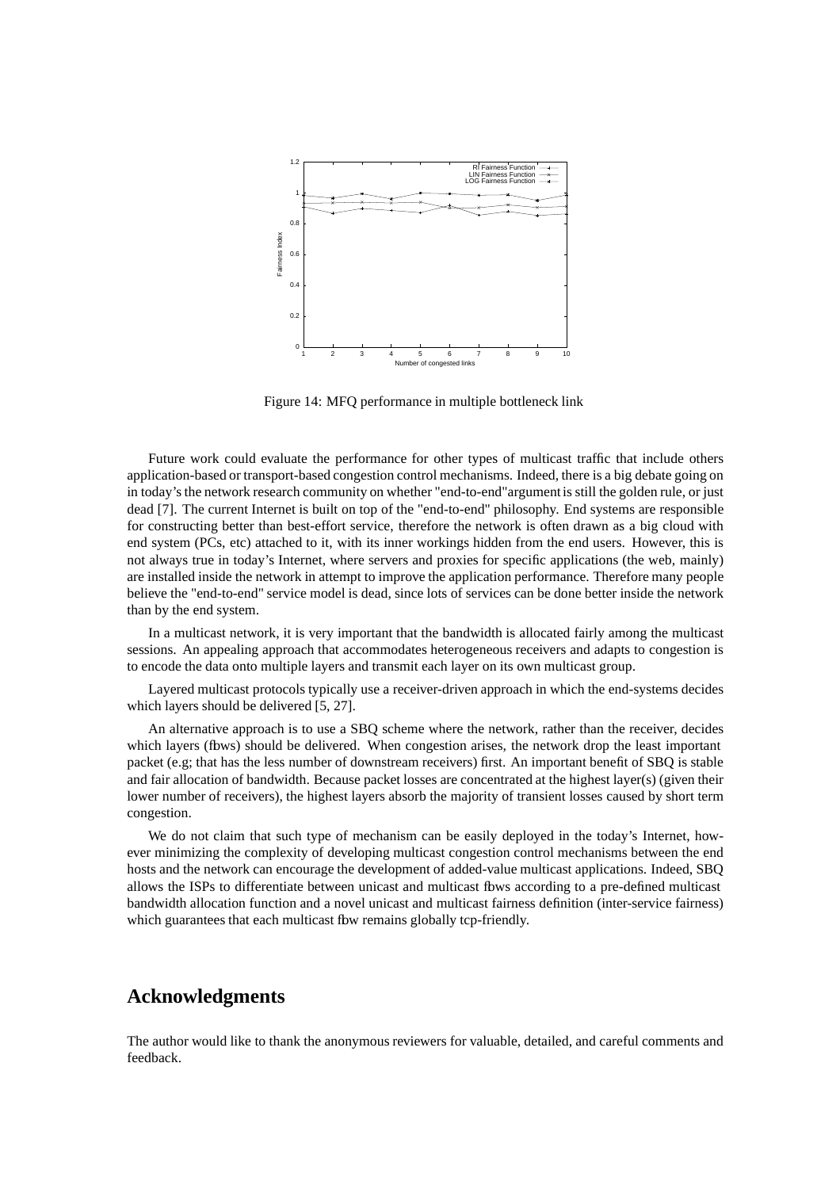Figure 14: MFQ performance in multiple bottleneck link

Future work could evaluate the performance for other types of multicast traffic that include others application-based or transport-based congestion control mechanisms. Indeed, there is a big debate going on in today's the network research community on whether "end-to-end"argument is still the golden rule, or just dead [7]. The current Internet is built on top of the "end-to-end" philosophy. End systems are responsible for constructing better than best-effort service, therefore the network is often drawn as a big cloud with end system (PCs, etc) attached to it, with its inner workings hidden from the end users. However, this is not always true in today's Internet, where servers and proxies for specific applications (the web, mainly) are installed inside the network in attempt to improve the application performance. Therefore many people believe the "end-to-end" service model is dead, since lots of services can be done better inside the network than by the end system.

In a multicast network, it is very important that the bandwidth is allocated fairly among the multicast sessions. An appealing approach that accommodates heterogeneous receivers and adapts to congestion is to encode the data onto multiple layers and transmit each layer on its own multicast group.

Layered multicast protocols typically use a receiver-driven approach in which the end-systems decides which layers should be delivered [5, 27].

An alternative approach is to use a SBQ scheme where the network, rather than the receiver, decides which layers (flows) should be delivered. When congestion arises, the network drop the least important packet (e.g; that has the less number of downstream receivers) first. An important benefit of SBQ is stable and fair allocation of bandwidth. Because packet losses are concentrated at the highest layer(s) (given their lower number of receivers), the highest layers absorb the majority of transient losses caused by short term congestion.

We do not claim that such type of mechanism can be easily deployed in the today's Internet, however minimizing the complexity of developing multicast congestion control mechanisms between the end hosts and the network can encourage the development of added-value multicast applications. Indeed, SBQ allows the ISPs to differentiate between unicast and multicast flows according to a pre-defined multicast bandwidth allocation function and a novel unicast and multicast fairness definition (inter-service fairness) which guarantees that each multicast flow remains globally tcp-friendly.

## Acknowledgments

The author would like to thank the anonymous reviewers for valuable, detailed, and careful comments and feedback.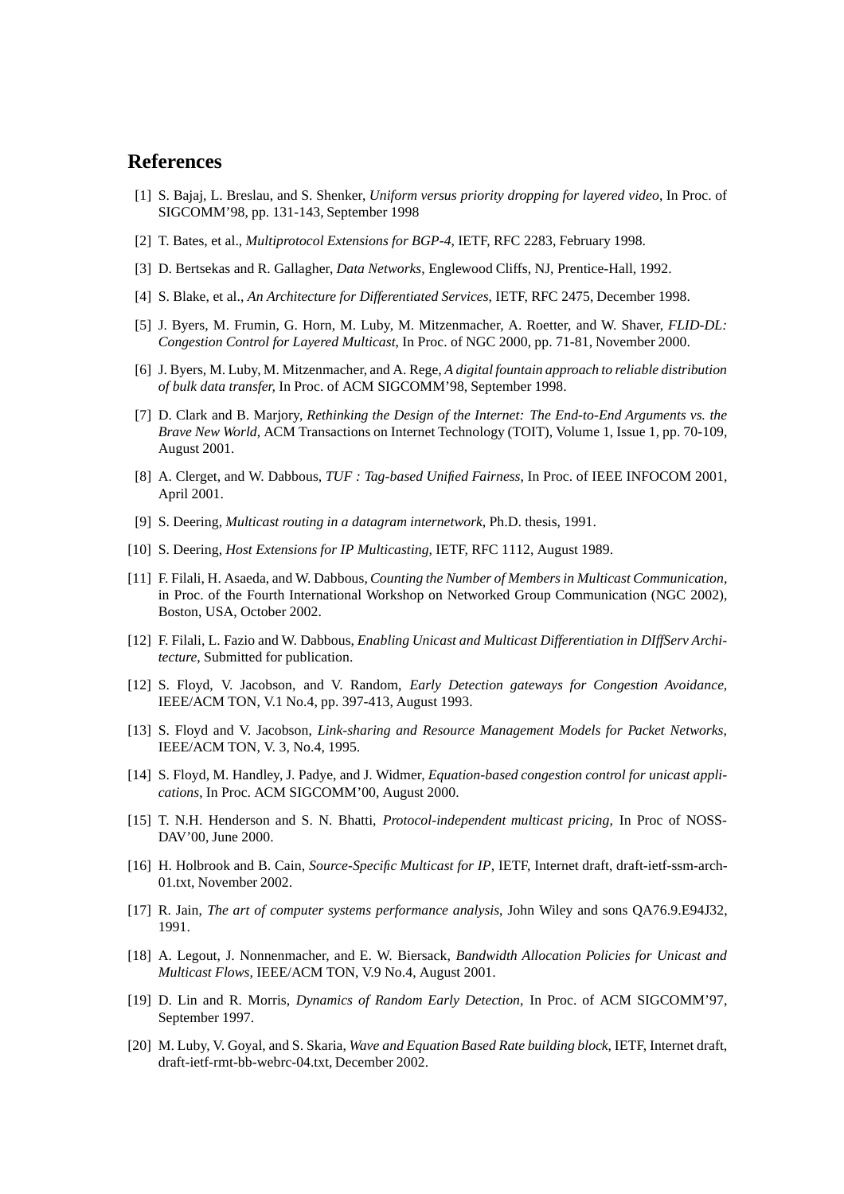## References

[1] S. Bajaj, L. Breslau, and S. Shenker, *Uniform versus priority dropping for layered video*, In Proc. of SIGCOMM'98, pp. 131-143, September 1998

[2] T. Bates, et al., *Multiprotocol Extensions for BGP-4*, IETF, RFC 2283, February 1998.

[3] D. Bertsekas and R. Gallagher, *Data Networks*, Englewood Cliffs, NJ, Prentice-Hall, 1992.

[4] S. Blake, et al., *An Architecture for Differentiated Services*, IETF, RFC 2475, December 1998.

[5] J. Byers, M. Frumin, G. Horn, M. Luby, M. Mitzenmacher, A. Roetter, and W. Shaver, *FLID-DL: Congestion Control for Layered Multicast*, In Proc. of NGC 2000, pp. 71-81, November 2000.

[6] J. Byers, M. Luby, M. Mitzenmacher, and A. Rege, *A digital fountain approach to reliable distribution of bulk data transfer*, In Proc. of ACM SIGCOMM'98, September 1998.

[7] D. Clark and B. Marjory, *Rethinking the Design of the Internet: The End-to-End Arguments vs. the Brave New World*, ACM Transactions on Internet Technology (TOIT), Volume 1, Issue 1, pp. 70-109, August 2001.

[8] A. Clerget, and W. Dabbous, *TUF : Tag-based Unified Fairness*, In Proc. of IEEE INFOCOM 2001, April 2001.

[9] S. Deering, *Multicast routing in a datagram internetwork*, Ph.D. thesis, 1991.

[10] S. Deering, *Host Extensions for IP Multicasting*, IETF, RFC 1112, August 1989.

[11] F. Filali, H. Asaeda, and W. Dabbous, *Counting the Number of Members in Multicast Communication*, in Proc. of the Fourth International Workshop on Networked Group Communication (NGC 2002), Boston, USA, October 2002.

[12] F. Filali, L. Fazio and W. Dabbous, *Enabling Unicast and Multicast Differentiation in DIffServ Architecture*, Submitted for publication.

[12] S. Floyd, V. Jacobson, and V. Random, *Early Detection gateways for Congestion Avoidance*, IEEE/ACM TON, V.1 No.4, pp. 397-413, August 1993.

[13] S. Floyd and V. Jacobson, *Link-sharing and Resource Management Models for Packet Networks*, IEEE/ACM TON, V. 3, No.4, 1995.

[14] S. Floyd, M. Handley, J. Padye, and J. Widmer, *Equation-based congestion control for unicast applications*, In Proc. ACM SIGCOMM'00, August 2000.

[15] T. N.H. Henderson and S. N. Bhatti, *Protocol-independent multicast pricing*, In Proc of NOSSDAV'00, June 2000.

[16] H. Holbrook and B. Cain, *Source-Specific Multicast for IP*, IETF, Internet draft, draft-ietf-ssm-arch-01.txt, November 2002.

[17] R. Jain, *The art of computer systems performance analysis*, John Wiley and sons QA76.9.E94J32, 1991.

[18] A. Legout, J. Nonnenmacher, and E. W. Biersack, *Bandwidth Allocation Policies for Unicast and Multicast Flows*, IEEE/ACM TON, V.9 No.4, August 2001.

[19] D. Lin and R. Morris, *Dynamics of Random Early Detection*, In Proc. of ACM SIGCOMM'97, September 1997.

[20] M. Luby, V. Goyal, and S. Skaria, *Wave and Equation Based Rate building block*, IETF, Internet draft, draft-ietf-rmt-bb-webrc-04.txt, December 2002.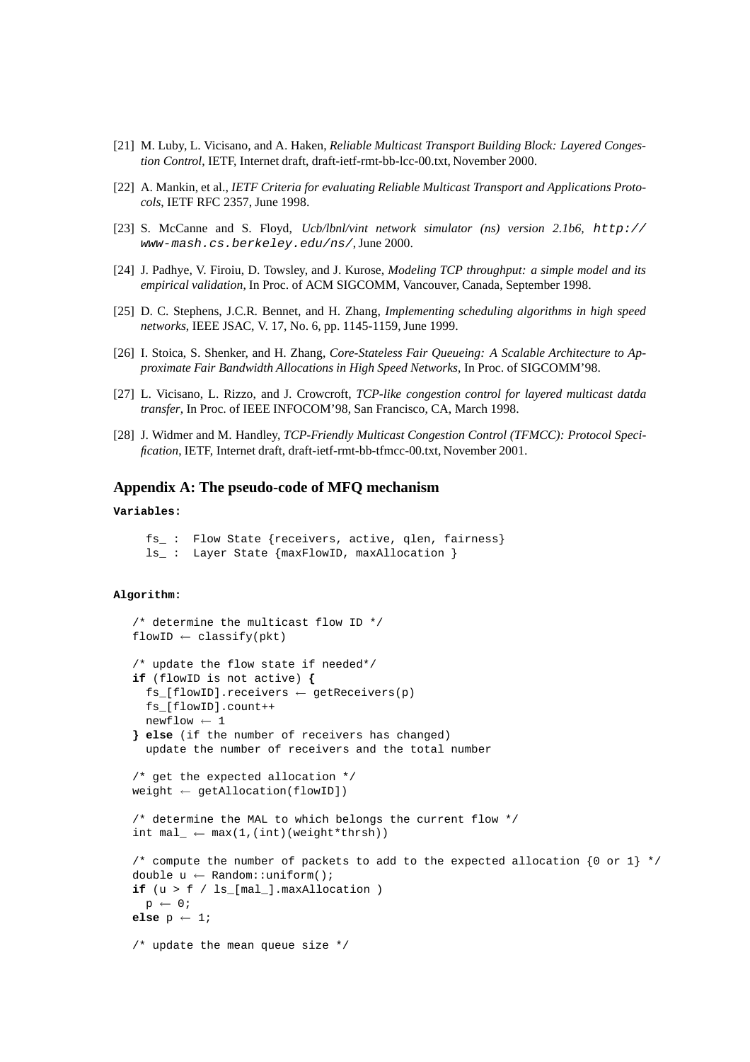[21] M. Luby, L. Vicisano, and A. Haken, *Reliable Multicast Transport Building Block: Layered Congestion Control*, IETF, Internet draft, draft-ietf-rmt-bb-lcc-00.txt, November 2000.

[22] A. Mankin, et al., *IETF Criteria for evaluating Reliable Multicast Transport and Applications Protocols*, IETF RFC 2357, June 1998.

[23] S. McCanne and S. Floyd, *Ucb/lbnl/vint network simulator (ns) version 2.1b6*, `http://www-mash.cs.berkeley.edu/ns/`, June 2000.

[24] J. Padhye, V. Firoiu, D. Towsley, and J. Kurose, *Modeling TCP throughput: a simple model and its empirical validation*, In Proc. of ACM SIGCOMM, Vancouver, Canada, September 1998.

[25] D. C. Stephens, J.C.R. Bennet, and H. Zhang, *Implementing scheduling algorithms in high speed networks*, IEEE JSAC, V. 17, No. 6, pp. 1145-1159, June 1999.

[26] I. Stoica, S. Shenker, and H. Zhang, *Core-Stateless Fair Queueing: A Scalable Architecture to Approximate Fair Bandwidth Allocations in High Speed Networks*, In Proc. of SIGCOMM'98.

[27] L. Vicisano, L. Rizzo, and J. Crowcroft, *TCP-like congestion control for layered multicast datda transfer*, In Proc. of IEEE INFOCOM'98, San Francisco, CA, March 1998.

[28] J. Widmer and M. Handley, *TCP-Friendly Multicast Congestion Control (TFMCC): Protocol Specification*, IETF, Internet draft, draft-ietf-rmt-bb-tfmcc-00.txt, November 2001.

## Appendix A: The pseudo-code of MFQ mechanism

**Variables:**

```
fs_ :  Flow State {receivers, active, qlen, fairness}
ls_ :  Layer State {maxFlowID, maxAllocation }
```

**Algorithm:**

```
/* determine the multicast flow ID */
flowID ← classify(pkt)

/* update the flow state if needed*/
if (flowID is not active) {
  fs_[flowID].receivers ← getReceivers(p)
  fs_[flowID].count++
  newflow ← 1
} else (if the number of receivers has changed)
  update the number of receivers and the total number

/* get the expected allocation */
weight ← getAllocation(flowID])

/* determine the MAL to which belongs the current flow */
int mal_ ← max(1,(int)(weight*thrsh))

/* compute the number of packets to add to the expected allocation {0 or 1} */
double u ← Random::uniform();
if (u > f / ls_[mal_].maxAllocation )
  p ← 0;
else p ← 1;

/* update the mean queue size */
```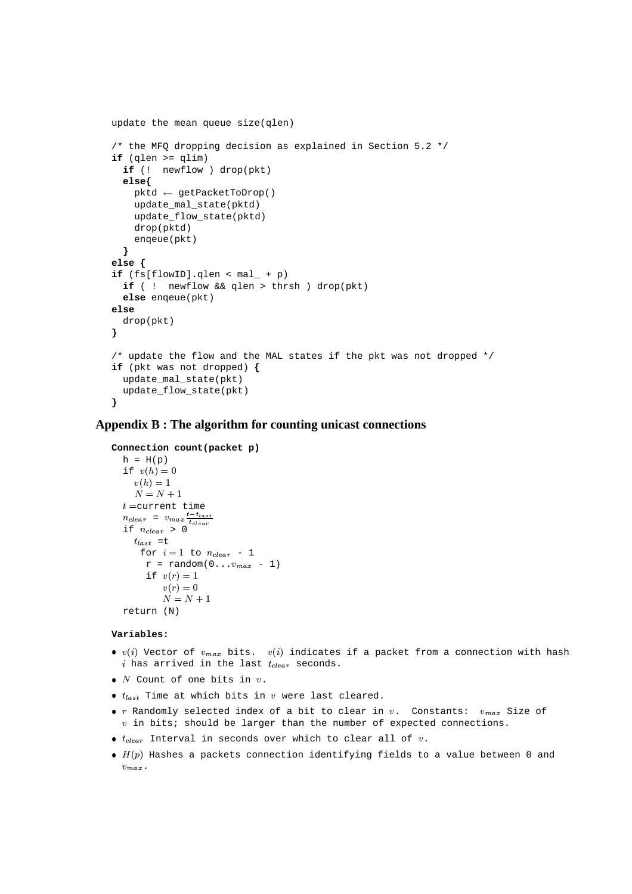```
update the mean queue size(qlen)

/* the MFQ dropping decision as explained in Section 5.2 */
if (qlen >= qlim)
  if (!  newflow ) drop(pkt)
  else{
    pktd ← getPacketToDrop()
    update_mal_state(pktd)
    update_flow_state(pktd)
    drop(pktd)
    enqeue(pkt)
  }
else {
if (fs[flowID].qlen < mal_ + p)
  if ( !  newflow && qlen > thrsh ) drop(pkt)
  else enqeue(pkt)
else
  drop(pkt)
}

/* update the flow and the MAL states if the pkt was not dropped */
if (pkt was not dropped) {
  update_mal_state(pkt)
  update_flow_state(pkt)
}
```

## Appendix B : The algorithm for counting unicast connections

**Connection count(packet p)**

$h = H(p)$
if $v(h) = 0$
  $v(h) = 1$
  $N = N + 1$
$t$ = current time
$n_{clear} = v_{max} \frac{t - t_{last}}{t_{clear}}$
if $n_{clear} > 0$
  $t_{last} = t$
    for $i = 1$ to $n_{clear} - 1$
      r = random(0... $v_{max}$ - 1)
      if $v(r) = 1$
        $v(r) = 0$
        $N = N + 1$
return (N)

**Variables:**

- $v(i)$ Vector of $v_{max}$ bits. $v(i)$ indicates if a packet from a connection with hash $i$ has arrived in the last $t_{clear}$ seconds.
- $N$ Count of one bits in $v$.
- $t_{last}$ Time at which bits in $v$ were last cleared.
- $r$ Randomly selected index of a bit to clear in $v$. Constants: $v_{max}$ Size of $v$ in bits; should be larger than the number of expected connections.
- $t_{clear}$ Interval in seconds over which to clear all of $v$.
- $H(p)$ Hashes a packets connection identifying fields to a value between 0 and $v_{max}$.